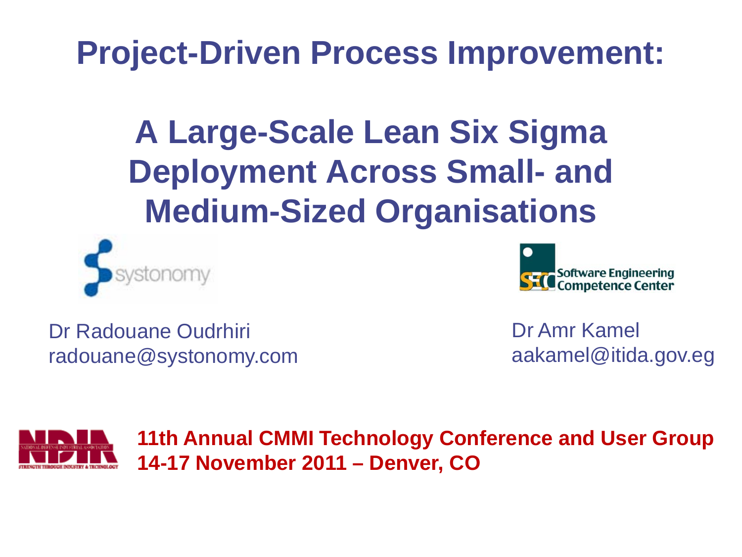# Project-Driven Process Improvement:

## A Large-Scale Lean Six Sigma Deployment Across Small- and Medium-Sized Organisations

systonomy

Software Engineering Competence Center

Dr Radouane Oudrhiri
radouane@systonomy.com

Dr Amr Kamel
aakamel@itida.gov.eg

**11th Annual CMMI Technology Conference and User Group**
**14-17 November 2011 – Denver, CO**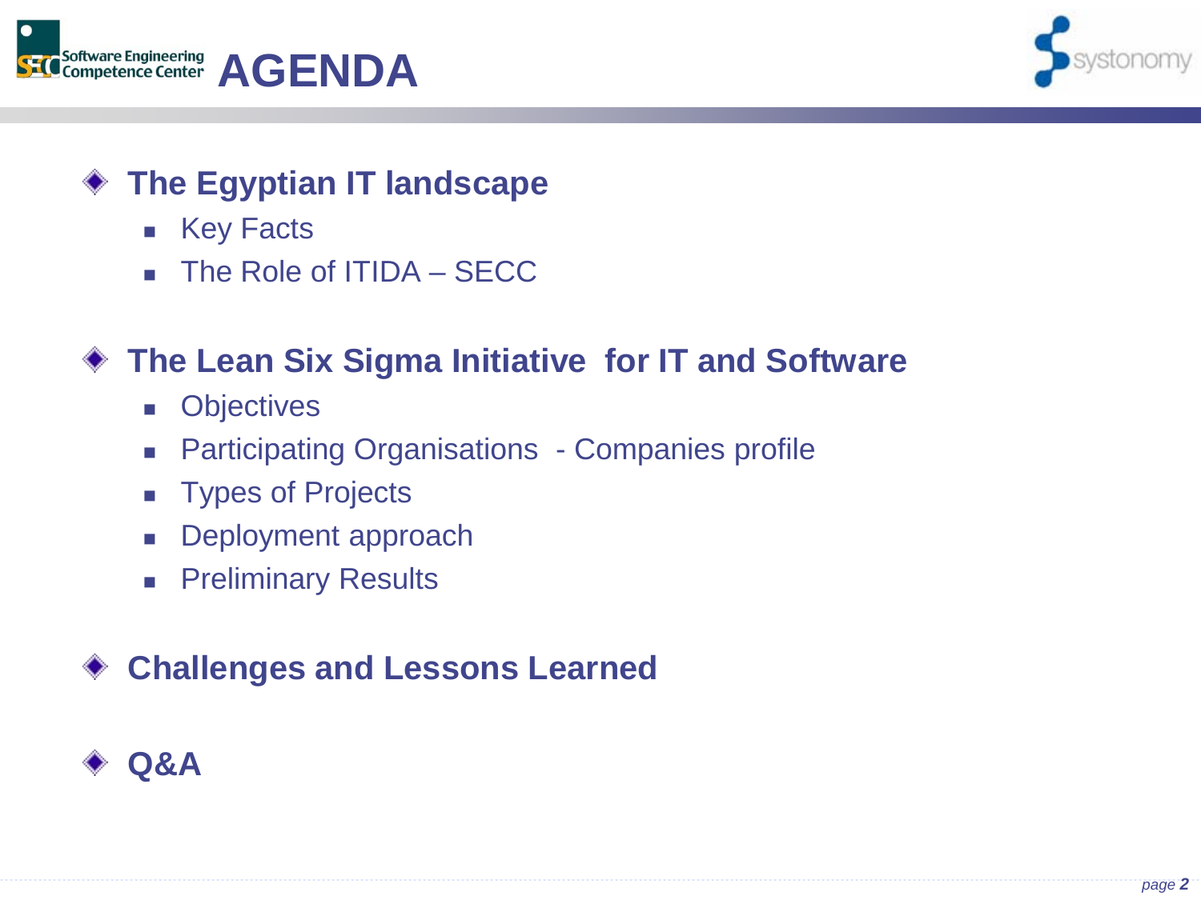# AGENDA

- **The Egyptian IT landscape**
  - Key Facts
  - The Role of ITIDA – SECC

- **The Lean Six Sigma Initiative for IT and Software**
  - Objectives
  - Participating Organisations - Companies profile
  - Types of Projects
  - Deployment approach
  - Preliminary Results

- **Challenges and Lessons Learned**

- **Q&A**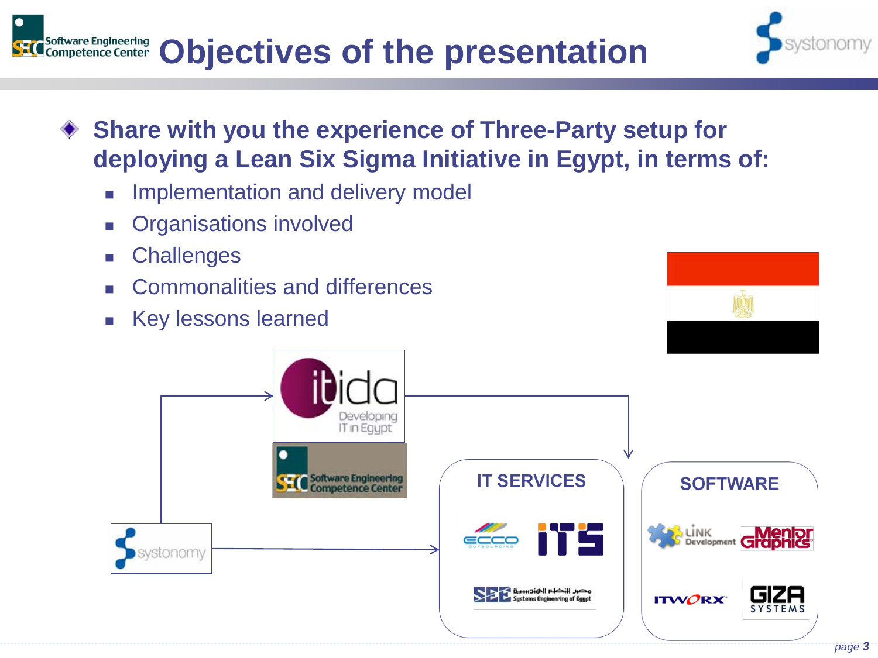# Objectives of the presentation

- **Share with you the experience of Three-Party setup for deploying a Lean Six Sigma Initiative in Egypt, in terms of:**
  - Implementation and delivery model
  - Organisations involved
  - Challenges
  - Commonalities and differences
  - Key lessons learned

IT SERVICES

SOFTWARE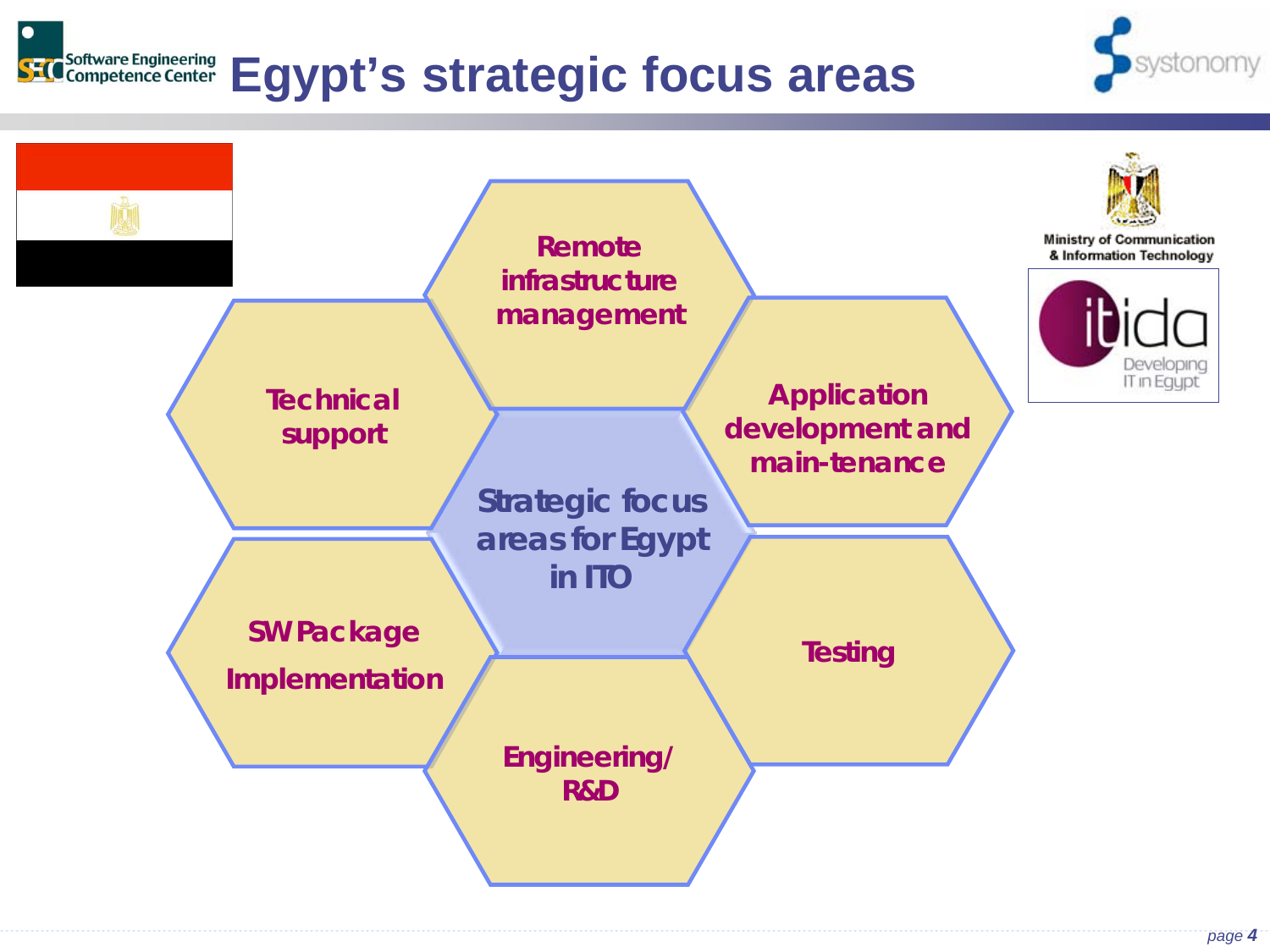# Egypt's strategic focus areas

**Strategic focus areas for Egypt in ITO**

- Remote infrastructure management
- Application development and main-tenance
- Testing
- Engineering/ R&D
- SW Package Implementation
- Technical support

Ministry of Communication & Information Technology

itida – Developing IT in Egypt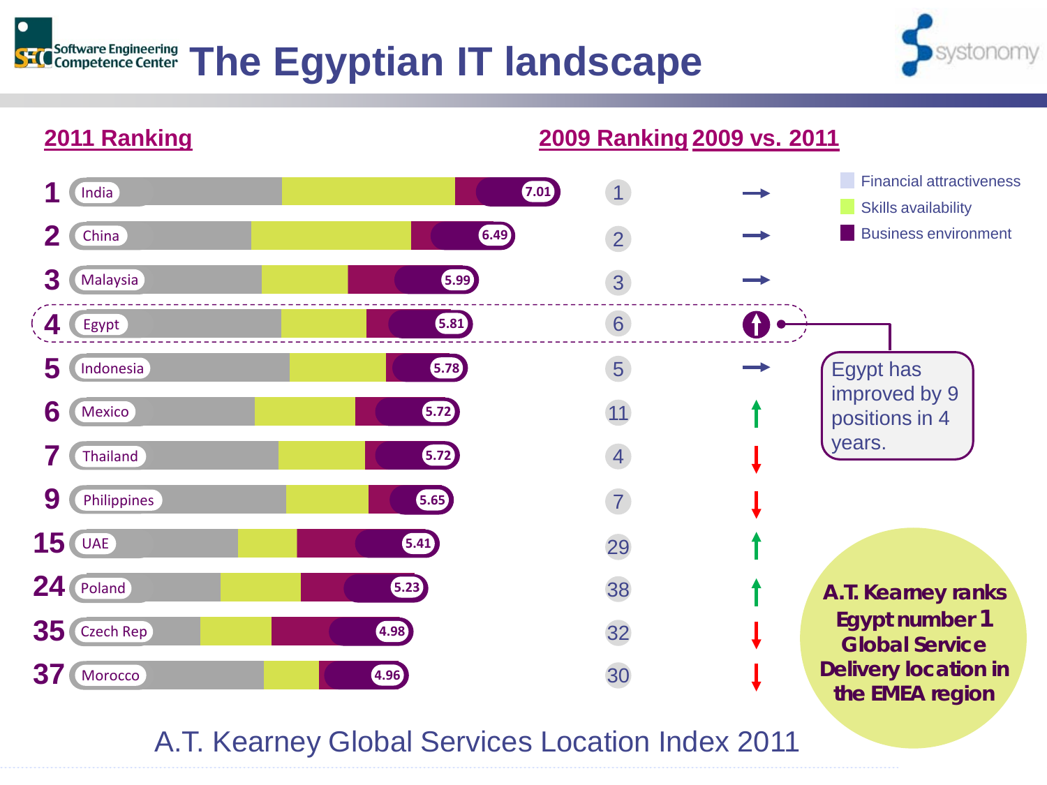# The Egyptian IT landscape

| 2011 Ranking | Country | Score | 2009 Ranking | 2009 vs. 2011 |
|---|---|---|---|---|
| 1 | India | 7.01 | 1 | → |
| 2 | China | 6.49 | 2 | → |
| 3 | Malaysia | 5.99 | 3 | → |
| 4 | Egypt | 5.81 | 6 | ↑ |
| 5 | Indonesia | 5.78 | 5 | → |
| 6 | Mexico | 5.72 | 11 | ↑ |
| 7 | Thailand | 5.72 | 4 | ↓ |
| 9 | Philippines | 5.65 | 7 | ↓ |
| 15 | UAE | 5.41 | 29 | ↑ |
| 24 | Poland | 5.23 | 38 | ↑ |
| 35 | Czech Rep | 4.98 | 32 | ↓ |
| 37 | Morocco | 4.96 | 30 | ↓ |

Legend: Financial attractiveness; Skills availability; Business environment

Egypt has improved by 9 positions in 4 years.

**A.T. Kearney ranks Egypt number 1 Global Service Delivery location in the EMEA region**

A.T. Kearney Global Services Location Index 2011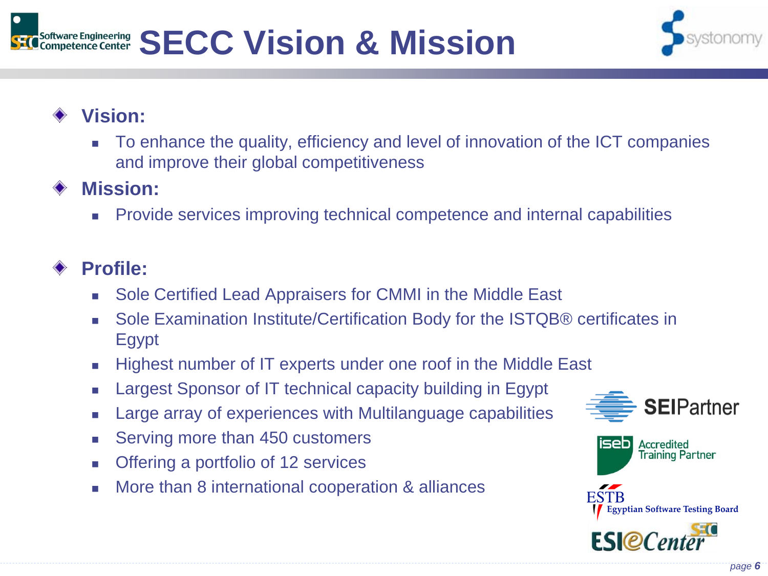# SECC Vision & Mission

## Vision:

- To enhance the quality, efficiency and level of innovation of the ICT companies and improve their global competitiveness

## Mission:

- Provide services improving technical competence and internal capabilities

## Profile:

- Sole Certified Lead Appraisers for CMMI in the Middle East
- Sole Examination Institute/Certification Body for the ISTQB® certificates in Egypt
- Highest number of IT experts under one roof in the Middle East
- Largest Sponsor of IT technical capacity building in Egypt
- Large array of experiences with Multilanguage capabilities
- Serving more than 450 customers
- Offering a portfolio of 12 services
- More than 8 international cooperation & alliances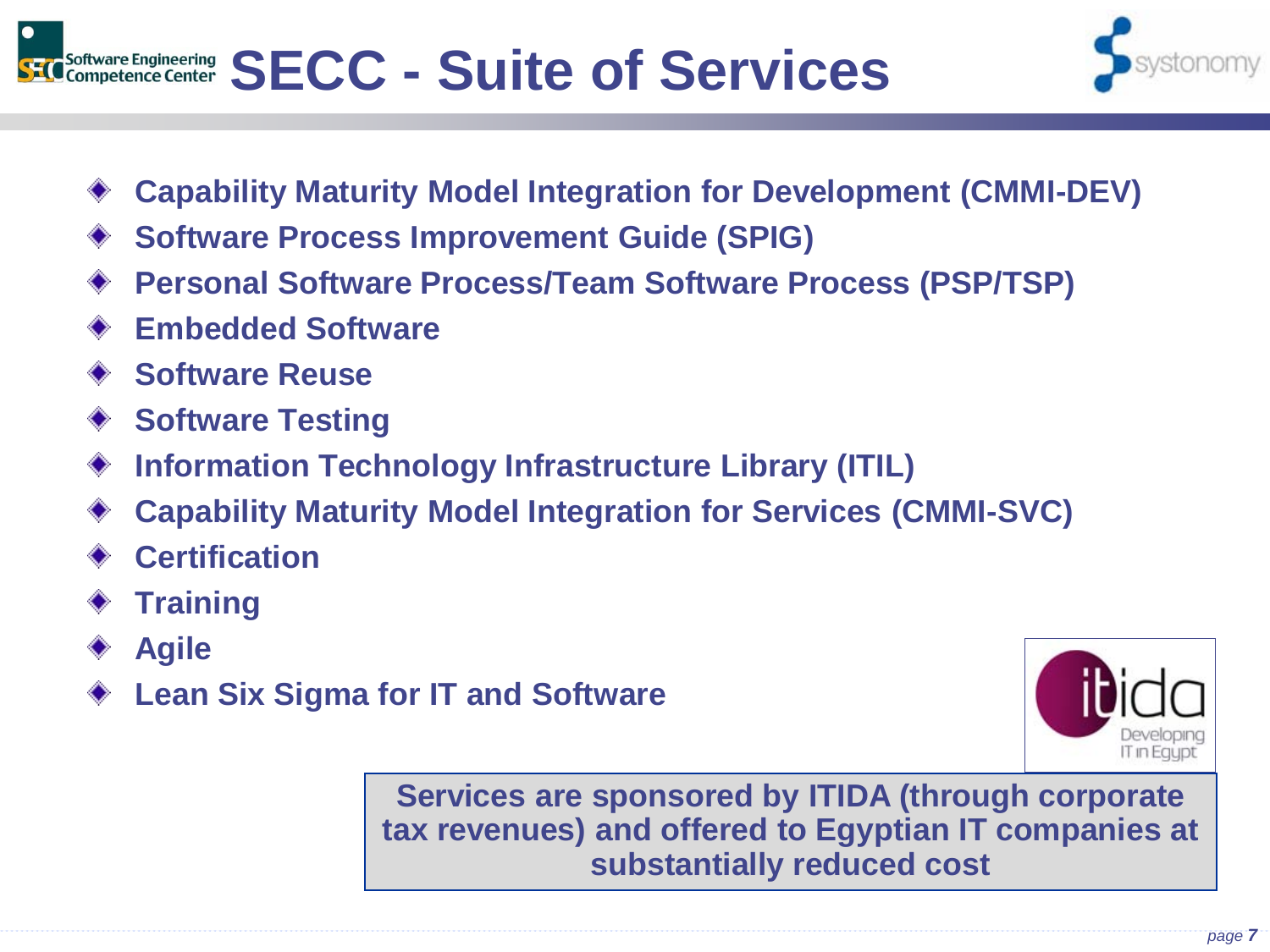# SECC - Suite of Services

- **Capability Maturity Model Integration for Development (CMMI-DEV)**
- **Software Process Improvement Guide (SPIG)**
- **Personal Software Process/Team Software Process (PSP/TSP)**
- **Embedded Software**
- **Software Reuse**
- **Software Testing**
- **Information Technology Infrastructure Library (ITIL)**
- **Capability Maturity Model Integration for Services (CMMI-SVC)**
- **Certification**
- **Training**
- **Agile**
- **Lean Six Sigma for IT and Software**

**Services are sponsored by ITIDA (through corporate tax revenues) and offered to Egyptian IT companies at substantially reduced cost**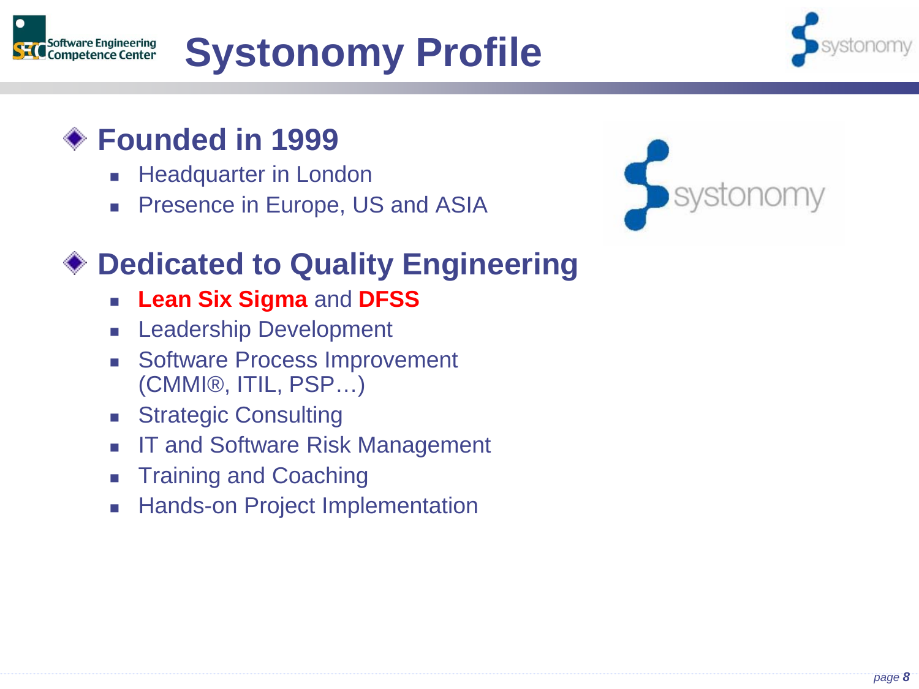# Systonomy Profile

## Founded in 1999

- Headquarter in London
- Presence in Europe, US and ASIA

## Dedicated to Quality Engineering

- **Lean Six Sigma** and **DFSS**
- Leadership Development
- Software Process Improvement (CMMI®, ITIL, PSP…)
- Strategic Consulting
- IT and Software Risk Management
- Training and Coaching
- Hands-on Project Implementation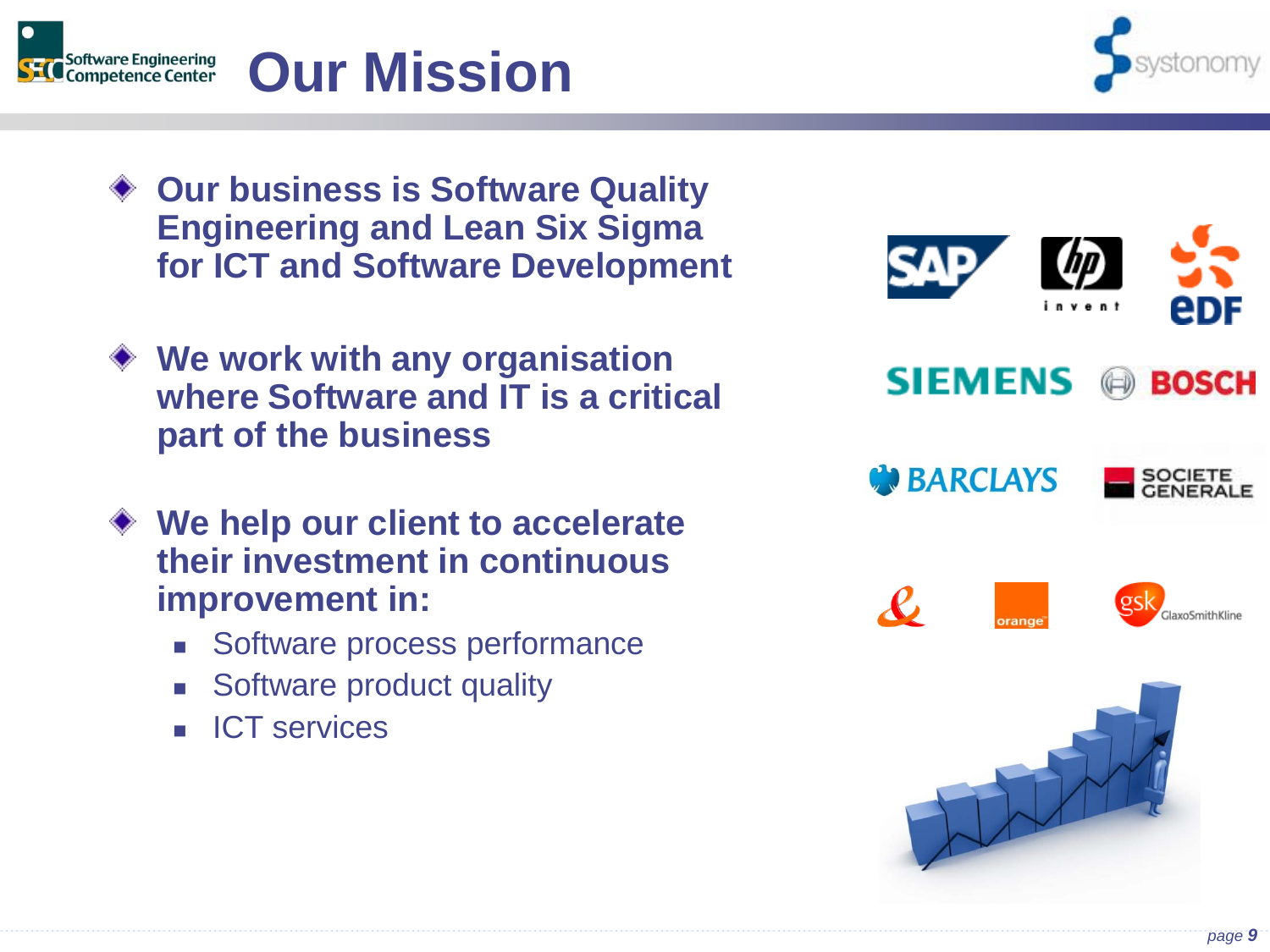# Our Mission

- **Our business is Software Quality Engineering and Lean Six Sigma for ICT and Software Development**

- **We work with any organisation where Software and IT is a critical part of the business**

- **We help our client to accelerate their investment in continuous improvement in:**
  - Software process performance
  - Software product quality
  - ICT services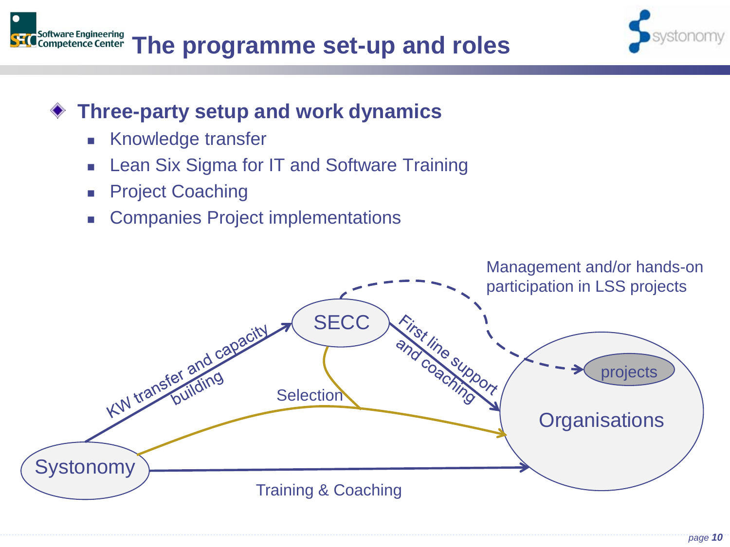# The programme set-up and roles

- **Three-party setup and work dynamics**
  - Knowledge transfer
  - Lean Six Sigma for IT and Software Training
  - Project Coaching
  - Companies Project implementations

Management and/or hands-on participation in LSS projects

SECC

projects

Organisations

Systonomy

KW transfer and capacity building

First line support and coaching

Selection

Training & Coaching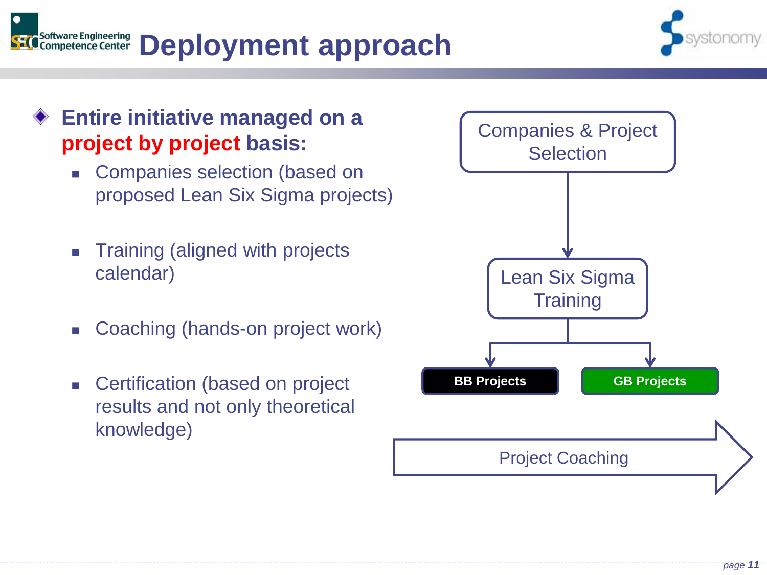# Deployment approach

- **Entire initiative managed on a project by project basis:**
  - Companies selection (based on proposed Lean Six Sigma projects)
  - Training (aligned with projects calendar)
  - Coaching (hands-on project work)
  - Certification (based on project results and not only theoretical knowledge)

Companies & Project Selection

Lean Six Sigma Training

**BB Projects** | **GB Projects**

Project Coaching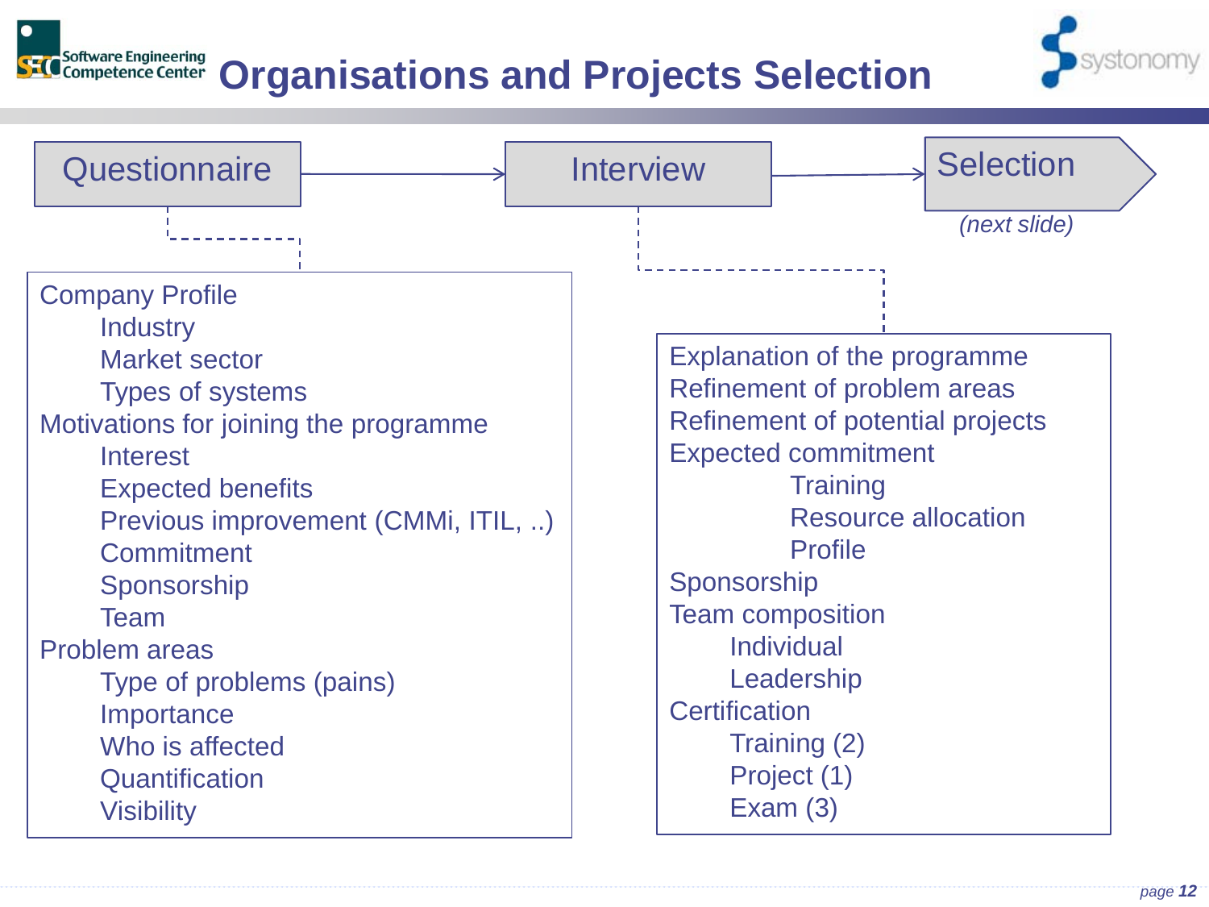# Organisations and Projects Selection

**Questionnaire** → **Interview** → **Selection** *(next slide)*

## Questionnaire

- Company Profile
  - Industry
  - Market sector
  - Types of systems
- Motivations for joining the programme
  - Interest
  - Expected benefits
  - Previous improvement (CMMi, ITIL, ..)
  - Commitment
  - Sponsorship
  - Team
- Problem areas
  - Type of problems (pains)
  - Importance
  - Who is affected
  - Quantification
  - Visibility

## Interview

- Explanation of the programme
- Refinement of problem areas
- Refinement of potential projects
- Expected commitment
  - Training
  - Resource allocation
  - Profile
- Sponsorship
- Team composition
  - Individual
  - Leadership
- Certification
  - Training (2)
  - Project (1)
  - Exam (3)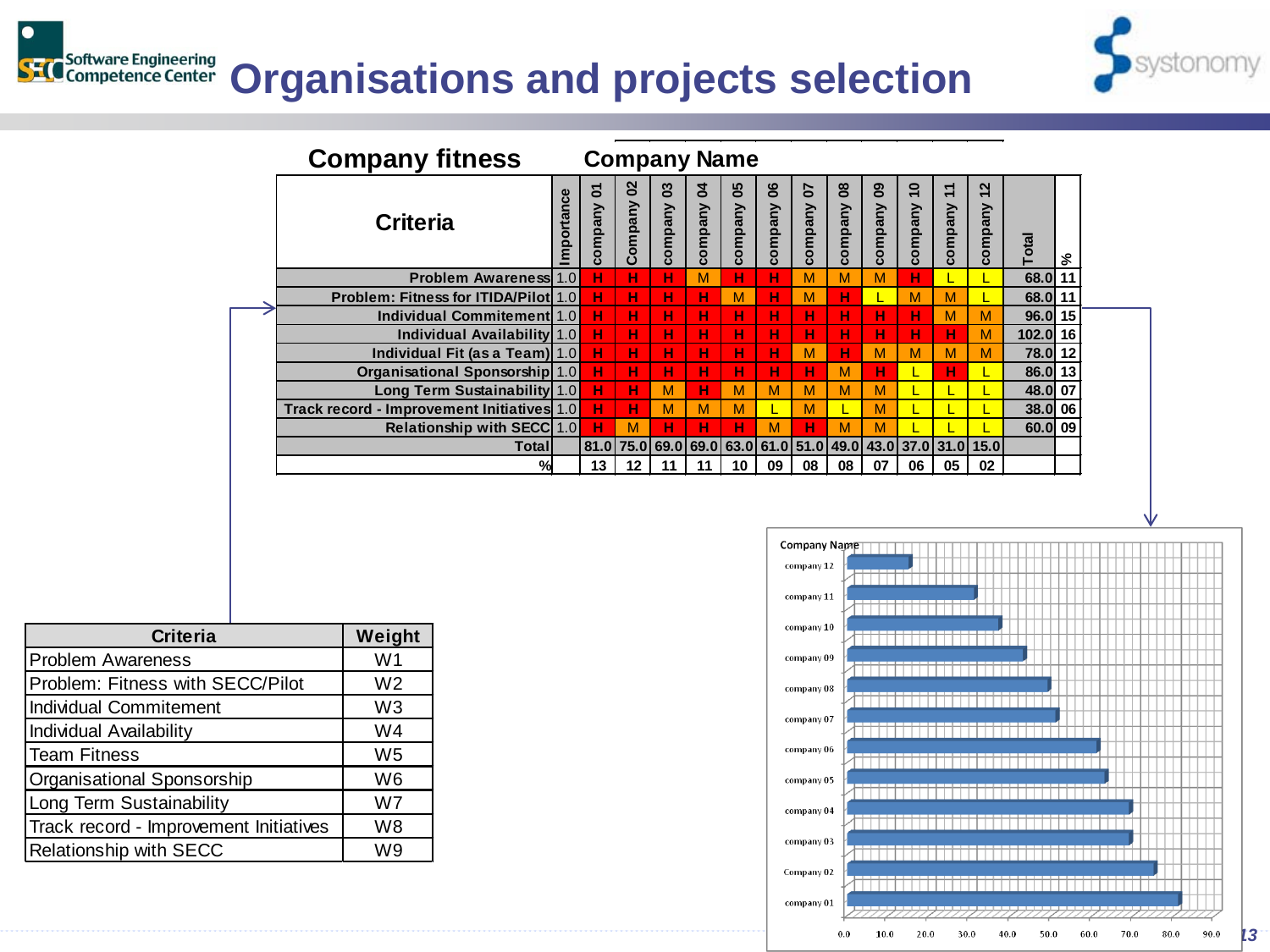# Organisations and projects selection

## Company fitness

| Criteria | Importance | company 01 | Company 02 | company 03 | company 04 | company 05 | company 06 | company 07 | company 08 | company 09 | company 10 | company 11 | company 12 | Total | % |
|---|---|---|---|---|---|---|---|---|---|---|---|---|---|---|---|
| Problem Awareness | 1.0 | H | H | H | M | H | H | M | M | M | H | L | L | 68.0 | 11 |
| Problem: Fitness for ITIDA/Pilot | 1.0 | H | H | H | H | M | H | M | H | L | M | M | L | 68.0 | 11 |
| Individual Commitement | 1.0 | H | H | H | H | H | H | H | H | H | H | M | M | 96.0 | 15 |
| Individual Availability | 1.0 | H | H | H | H | H | H | H | H | H | H | H | M | 102.0 | 16 |
| Individual Fit (as a Team) | 1.0 | H | H | H | H | H | H | M | H | M | M | M | M | 78.0 | 12 |
| Organisational Sponsorship | 1.0 | H | H | H | H | H | H | H | M | H | L | H | L | 86.0 | 13 |
| Long Term Sustainability | 1.0 | H | H | M | H | M | M | M | M | M | L | L | L | 48.0 | 07 |
| Track record - Improvement Initiatives | 1.0 | H | H | M | M | M | L | M | L | M | L | L | L | 38.0 | 06 |
| Relationship with SECC | 1.0 | H | M | H | H | H | M | H | M | M | L | L | L | 60.0 | 09 |
| Total | | 81.0 | 75.0 | 69.0 | 69.0 | 63.0 | 61.0 | 51.0 | 49.0 | 43.0 | 37.0 | 31.0 | 15.0 | | |
| % | | 13 | 12 | 11 | 11 | 10 | 09 | 08 | 08 | 07 | 06 | 05 | 02 | | |

| Criteria | Weight |
|---|---|
| Problem Awareness | W1 |
| Problem: Fitness with SECC/Pilot | W2 |
| Individual Commitement | W3 |
| Individual Availability | W4 |
| Team Fitness | W5 |
| Organisational Sponsorship | W6 |
| Long Term Sustainability | W7 |
| Track record - Improvement Initiatives | W8 |
| Relationship with SECC | W9 |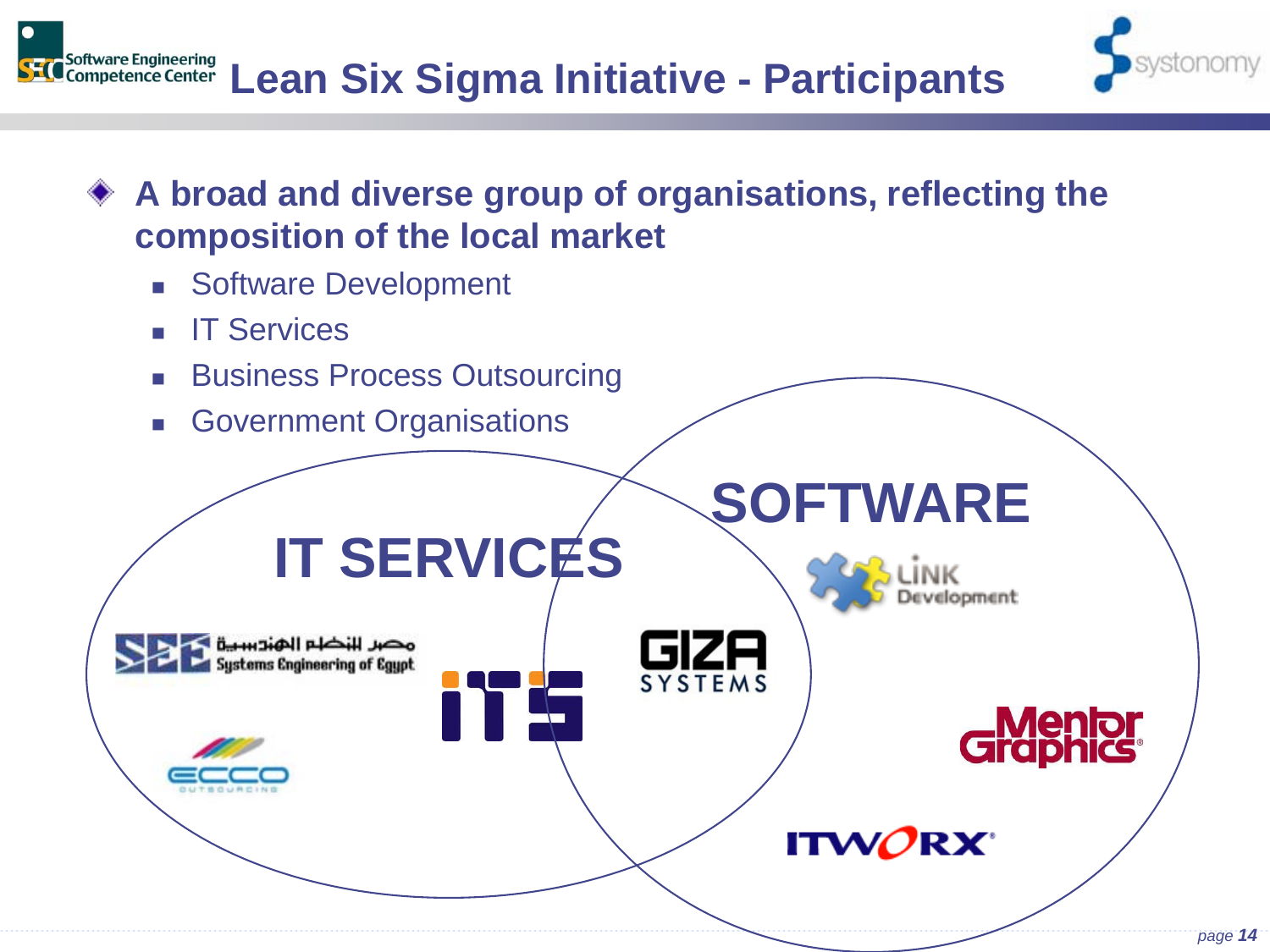# Lean Six Sigma Initiative - Participants

- **A broad and diverse group of organisations, reflecting the composition of the local market**
  - Software Development
  - IT Services
  - Business Process Outsourcing
  - Government Organisations

**IT SERVICES**

**SOFTWARE**

مصر للنظم الهندسية Systems Engineering of Egypt

ECCO OUTSOURCING

iTS

GIZA SYSTEMS

LINK Development

Mentor Graphics

ITWORX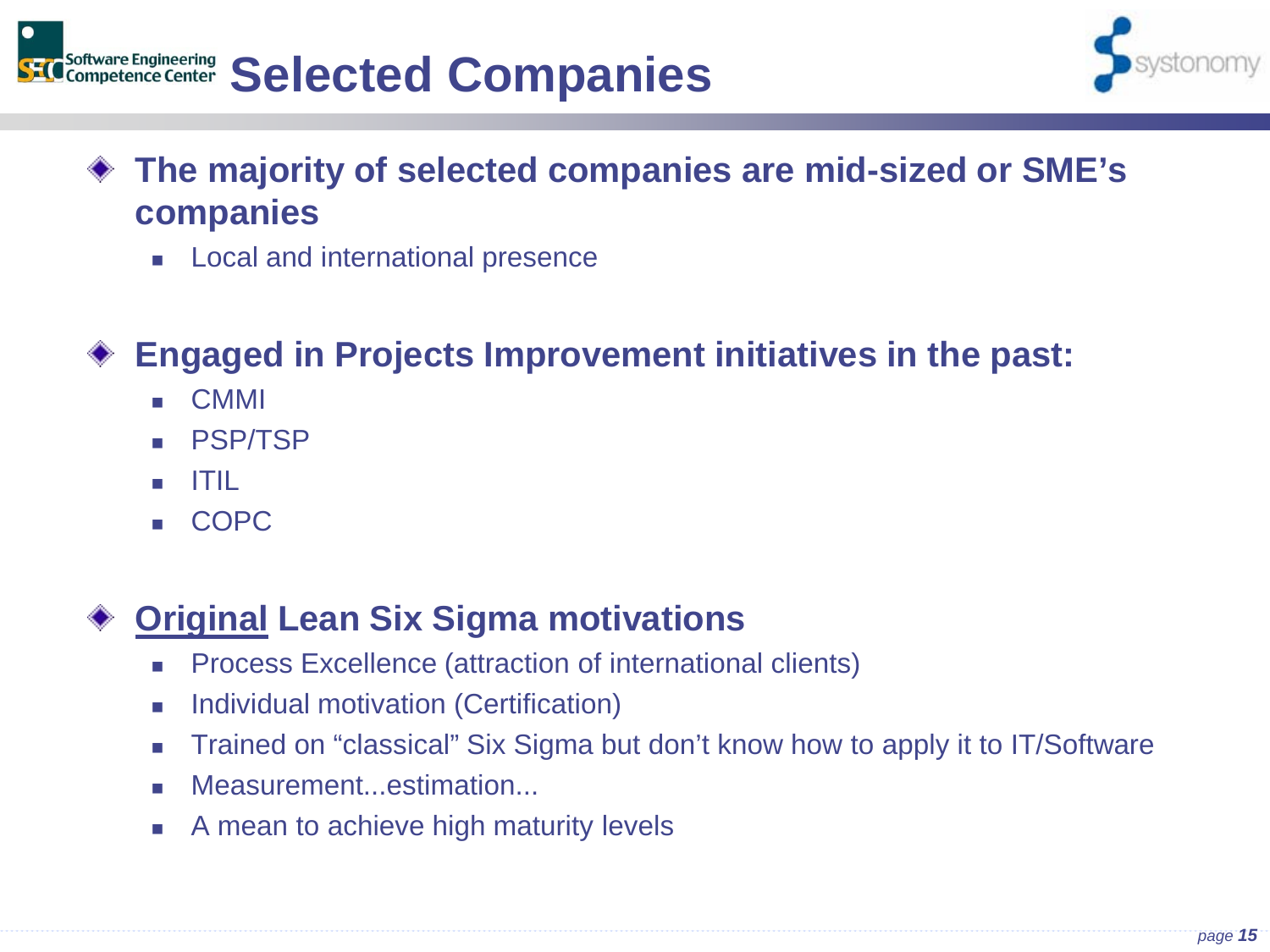# Selected Companies

- **The majority of selected companies are mid-sized or SME's companies**
  - Local and international presence

- **Engaged in Projects Improvement initiatives in the past:**
  - CMMI
  - PSP/TSP
  - ITIL
  - COPC

- **<u>Original</u> Lean Six Sigma motivations**
  - Process Excellence (attraction of international clients)
  - Individual motivation (Certification)
  - Trained on "classical" Six Sigma but don't know how to apply it to IT/Software
  - Measurement...estimation...
  - A mean to achieve high maturity levels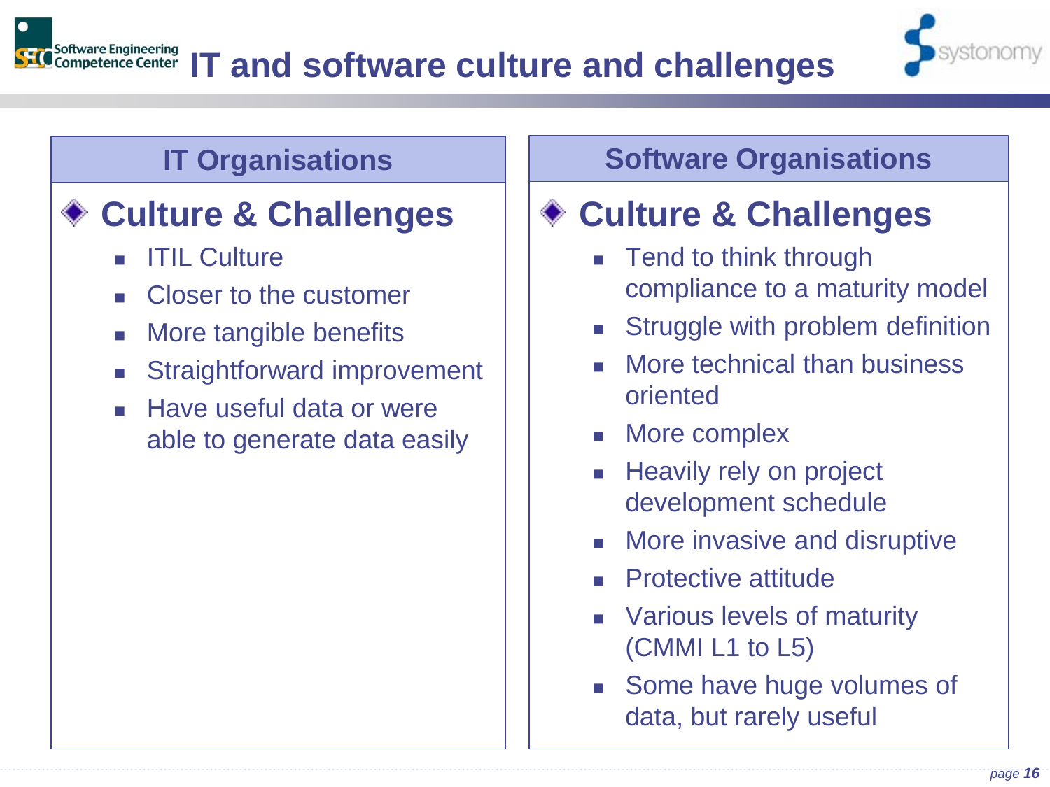# IT and software culture and challenges

## IT Organisations

### Culture & Challenges

- ITIL Culture
- Closer to the customer
- More tangible benefits
- Straightforward improvement
- Have useful data or were able to generate data easily

## Software Organisations

### Culture & Challenges

- Tend to think through compliance to a maturity model
- Struggle with problem definition
- More technical than business oriented
- More complex
- Heavily rely on project development schedule
- More invasive and disruptive
- Protective attitude
- Various levels of maturity (CMMI L1 to L5)
- Some have huge volumes of data, but rarely useful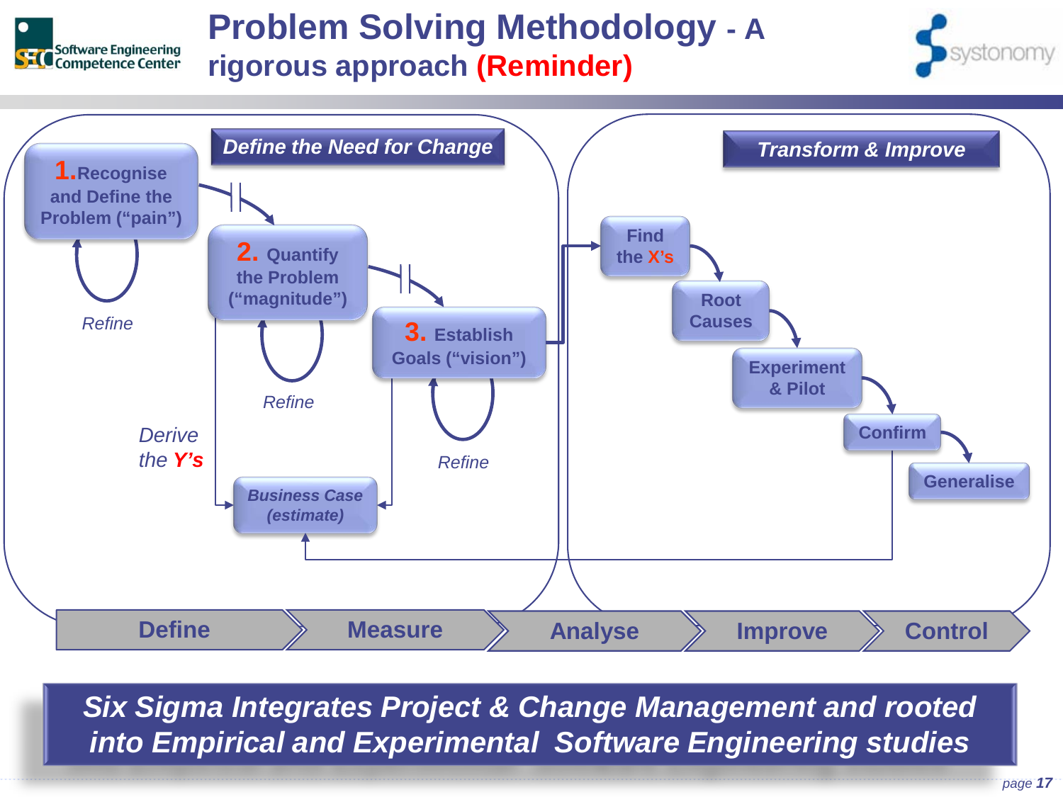# Problem Solving Methodology - A rigorous approach (Reminder)

**Define the Need for Change**

**1.** Recognise and Define the Problem (“pain”)

Refine

**2.** Quantify the Problem (“magnitude”)

Refine

**3.** Establish Goals (“vision”)

Refine

Derive the Y’s

*Business Case (estimate)*

**Transform & Improve**

Find the X’s

Root Causes

Experiment & Pilot

Confirm

Generalise

Define → Measure → Analyse → Improve → Control

***Six Sigma Integrates Project & Change Management and rooted into Empirical and Experimental Software Engineering studies***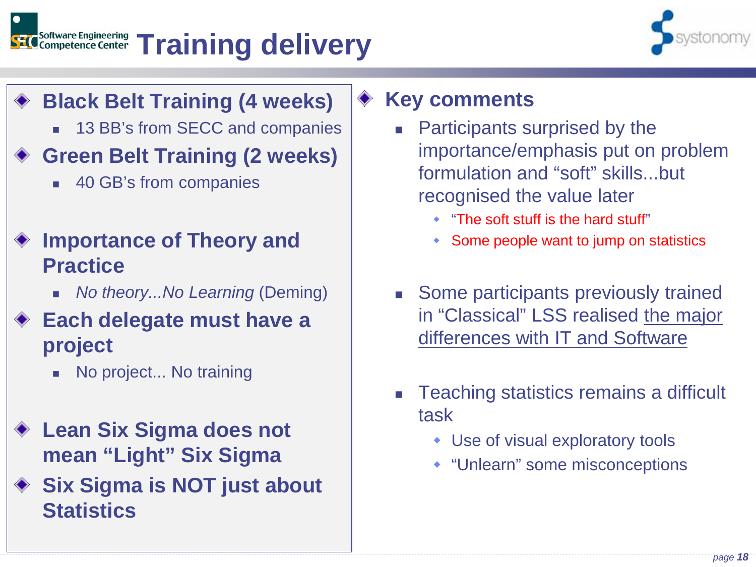# Training delivery

- **Black Belt Training (4 weeks)**
  - 13 BB's from SECC and companies
- **Green Belt Training (2 weeks)**
  - 40 GB's from companies
- **Importance of Theory and Practice**
  - *No theory...No Learning* (Deming)
- **Each delegate must have a project**
  - No project... No training
- **Lean Six Sigma does not mean "Light" Six Sigma**
- **Six Sigma is NOT just about Statistics**

- **Key comments**
  - Participants surprised by the importance/emphasis put on problem formulation and "soft" skills...but recognised the value later
    - "The soft stuff is the hard stuff"
    - Some people want to jump on statistics
  - Some participants previously trained in "Classical" LSS realised the major differences with IT and Software
  - Teaching statistics remains a difficult task
    - Use of visual exploratory tools
    - "Unlearn" some misconceptions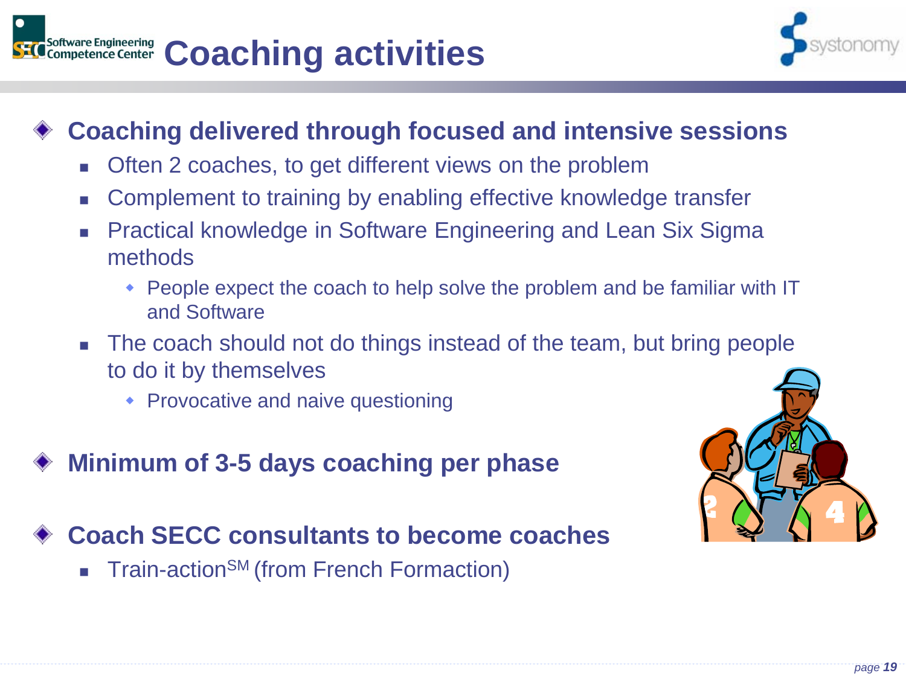# Coaching activities

- **Coaching delivered through focused and intensive sessions**
  - Often 2 coaches, to get different views on the problem
  - Complement to training by enabling effective knowledge transfer
  - Practical knowledge in Software Engineering and Lean Six Sigma methods
    - People expect the coach to help solve the problem and be familiar with IT and Software
  - The coach should not do things instead of the team, but bring people to do it by themselves
    - Provocative and naive questioning
- **Minimum of 3-5 days coaching per phase**
- **Coach SECC consultants to become coaches**
  - Train-action SM (from French Formaction)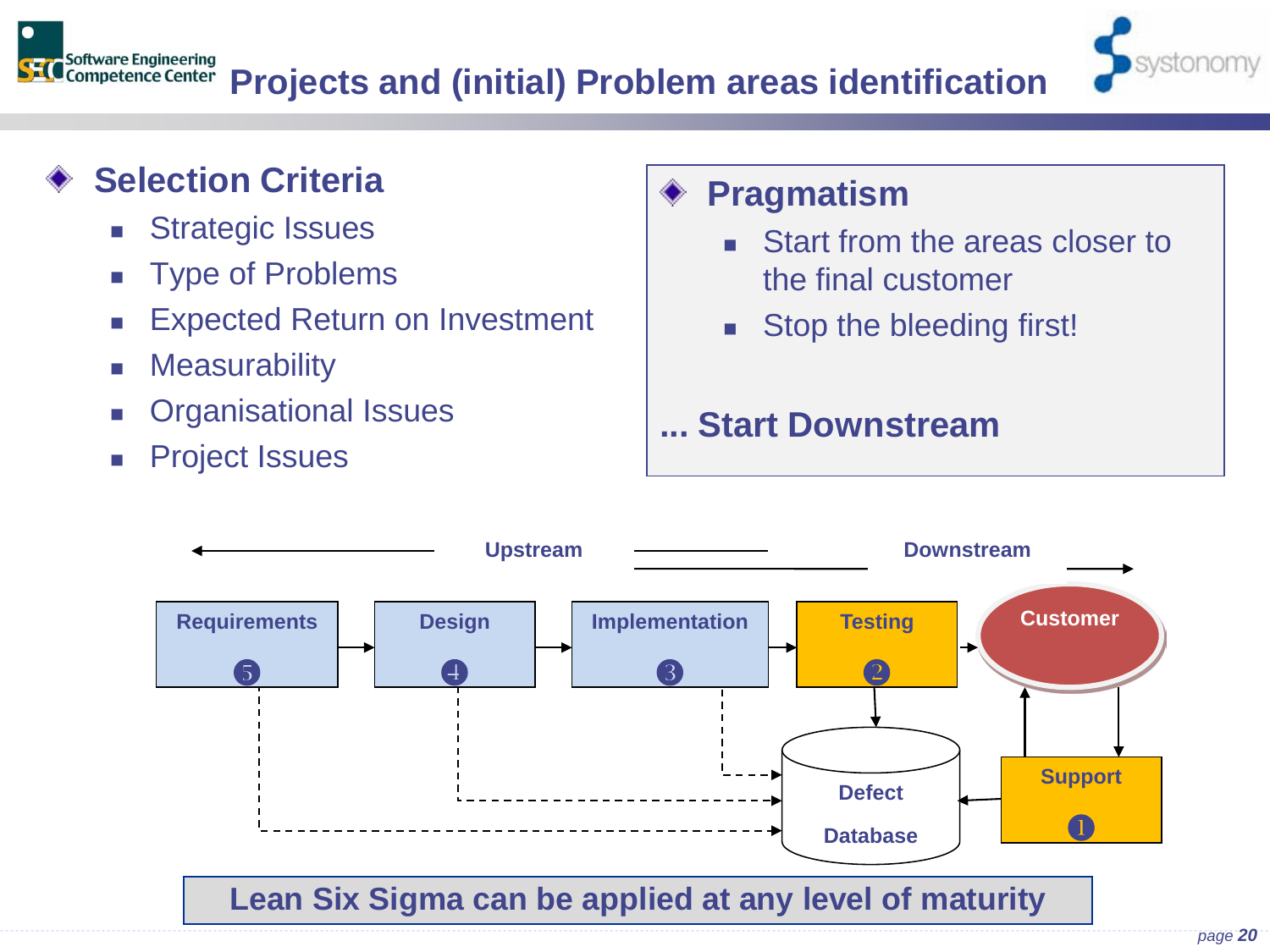# Projects and (initial) Problem areas identification

- **Selection Criteria**
  - Strategic Issues
  - Type of Problems
  - Expected Return on Investment
  - Measurability
  - Organisational Issues
  - Project Issues

- **Pragmatism**
  - Start from the areas closer to the final customer
  - Stop the bleeding first!

**... Start Downstream**

Upstream ← → Downstream

Requirements 5 → Design 4 → Implementation 3 → Testing 2 → Customer

Support 1

Defect Database

**Lean Six Sigma can be applied at any level of maturity**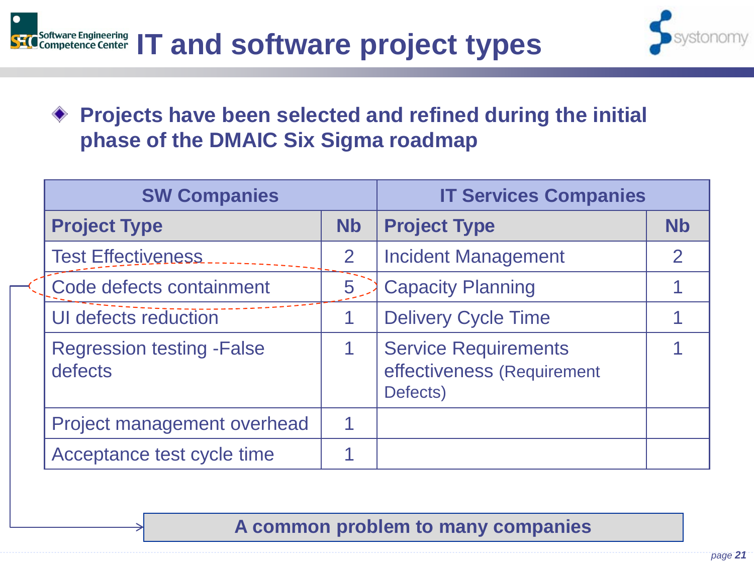# IT and software project types

- **Projects have been selected and refined during the initial phase of the DMAIC Six Sigma roadmap**

| SW Companies | | IT Services Companies | |
|---|---|---|---|
| **Project Type** | **Nb** | **Project Type** | **Nb** |
| Test Effectiveness | 2 | Incident Management | 2 |
| Code defects containment | 5 | Capacity Planning | 1 |
| UI defects reduction | 1 | Delivery Cycle Time | 1 |
| Regression testing -False defects | 1 | Service Requirements effectiveness (Requirement Defects) | 1 |
| Project management overhead | 1 | | |
| Acceptance test cycle time | 1 | | |

**A common problem to many companies**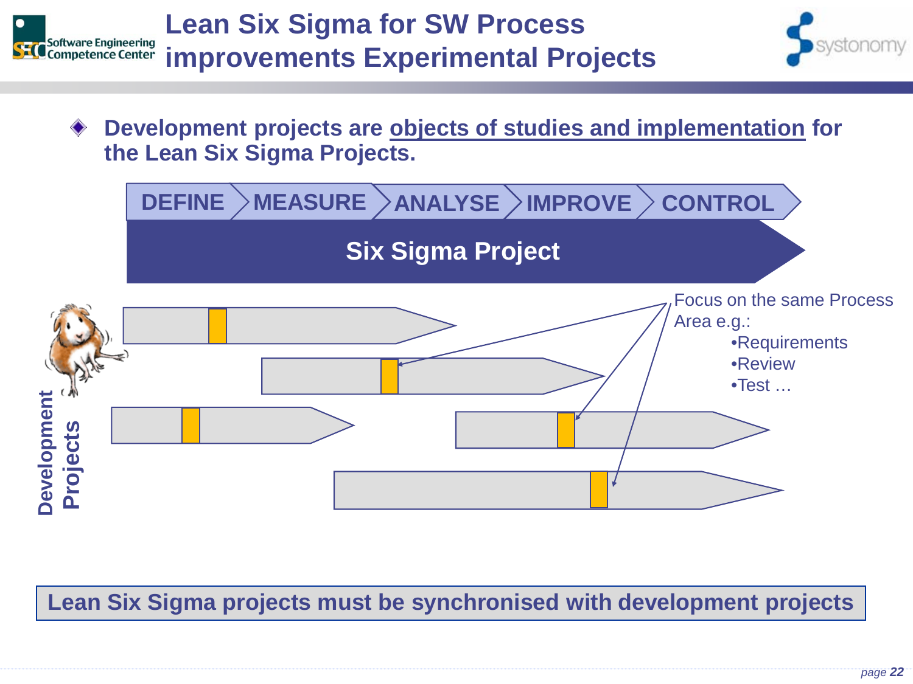# Lean Six Sigma for SW Process improvements Experimental Projects

- **Development projects are objects of studies and implementation for the Lean Six Sigma Projects.**

DEFINE → MEASURE → ANALYSE → IMPROVE → CONTROL

**Six Sigma Project**

Development Projects

Focus on the same Process Area e.g.:
- Requirements
- Review
- Test …

**Lean Six Sigma projects must be synchronised with development projects**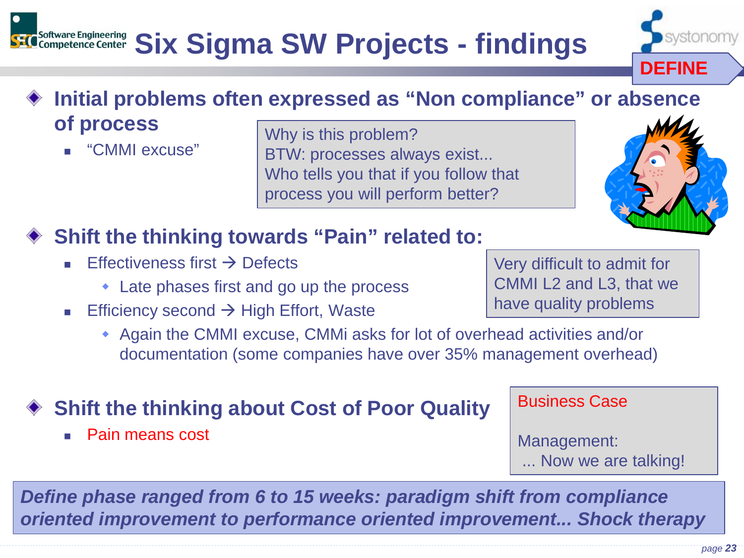# Six Sigma SW Projects - findings

**DEFINE**

- **Initial problems often expressed as "Non compliance" or absence of process**
  - "CMMI excuse"

> Why is this problem?
> BTW: processes always exist...
> Who tells you that if you follow that process you will perform better?

- **Shift the thinking towards "Pain" related to:**
  - Effectiveness first → Defects
    - Late phases first and go up the process
  - Efficiency second → High Effort, Waste
    - Again the CMMI excuse, CMMi asks for lot of overhead activities and/or documentation (some companies have over 35% management overhead)

> Very difficult to admit for CMMI L2 and L3, that we have quality problems

- **Shift the thinking about Cost of Poor Quality**
  - Pain means cost

> Business Case
>
> Management:
> ... Now we are talking!

***Define phase ranged from 6 to 15 weeks: paradigm shift from compliance oriented improvement to performance oriented improvement... Shock therapy***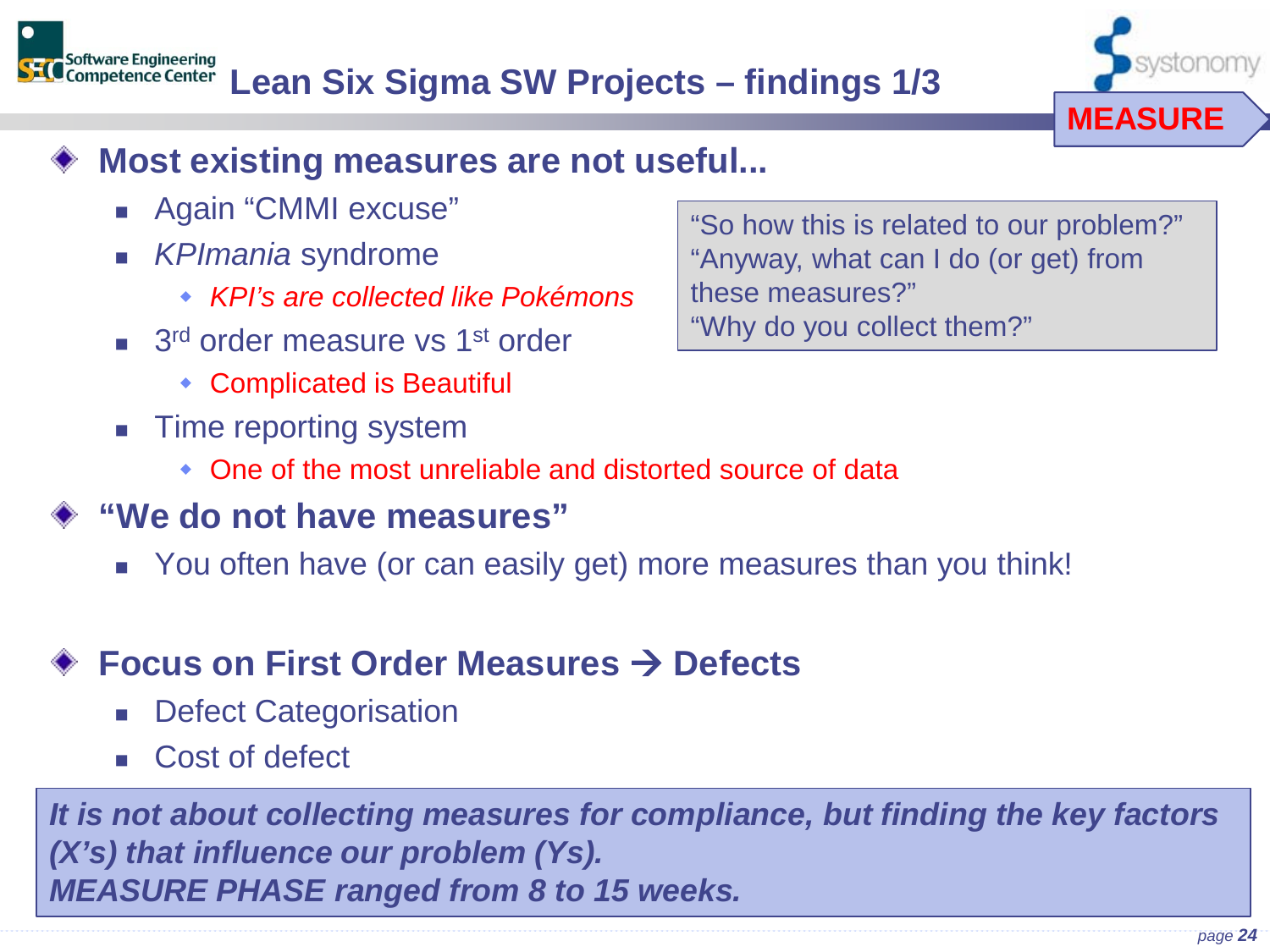# Lean Six Sigma SW Projects – findings 1/3

**MEASURE**

## Most existing measures are not useful...

- Again “CMMI excuse”
- *KPImania* syndrome
  - *KPI’s are collected like Pokémons*
- 3rd order measure vs 1st order
  - Complicated is Beautiful
- Time reporting system
  - One of the most unreliable and distorted source of data

> “So how this is related to our problem?”
> “Anyway, what can I do (or get) from these measures?”
> “Why do you collect them?”

## “We do not have measures”

- You often have (or can easily get) more measures than you think!

## Focus on First Order Measures → Defects

- Defect Categorisation
- Cost of defect

***It is not about collecting measures for compliance, but finding the key factors (X’s) that influence our problem (Ys).***
***MEASURE PHASE ranged from 8 to 15 weeks.***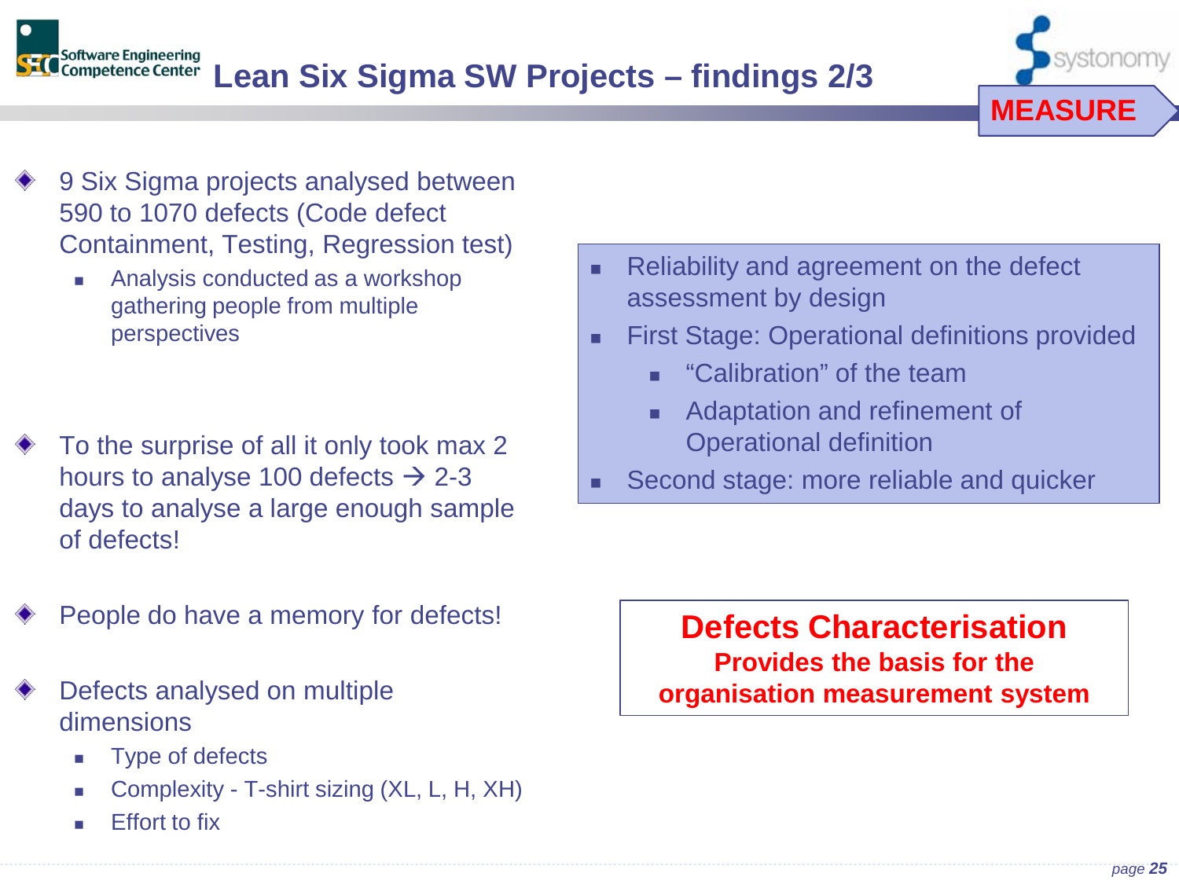# Lean Six Sigma SW Projects – findings 2/3

**MEASURE**

- 9 Six Sigma projects analysed between 590 to 1070 defects (Code defect Containment, Testing, Regression test)
  - Analysis conducted as a workshop gathering people from multiple perspectives
- To the surprise of all it only took max 2 hours to analyse 100 defects → 2-3 days to analyse a large enough sample of defects!
- People do have a memory for defects!
- Defects analysed on multiple dimensions
  - Type of defects
  - Complexity - T-shirt sizing (XL, L, H, XH)
  - Effort to fix

---

- Reliability and agreement on the defect assessment by design
- First Stage: Operational definitions provided
  - "Calibration" of the team
  - Adaptation and refinement of Operational definition
- Second stage: more reliable and quicker

---

**Defects Characterisation**
**Provides the basis for the organisation measurement system**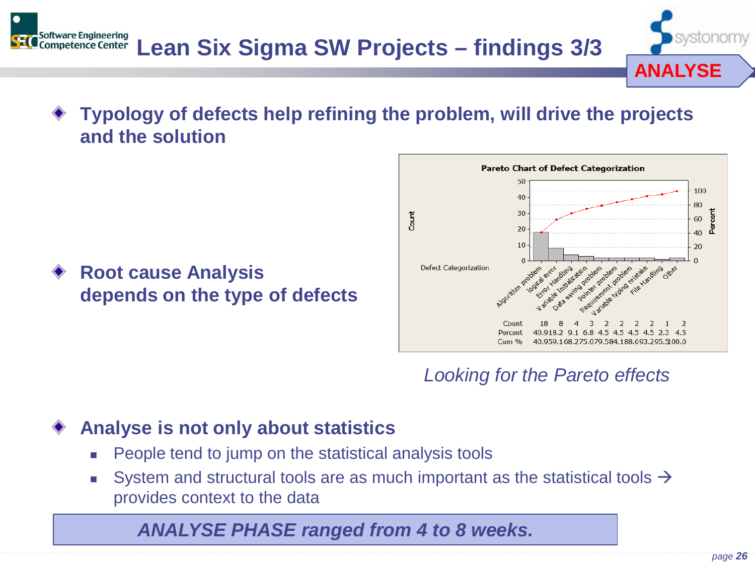# Lean Six Sigma SW Projects – findings 3/3

**ANALYSE**

- **Typology of defects help refining the problem, will drive the projects and the solution**

**Pareto Chart of Defect Categorization**

| Defect Categorization | Algorithm problem | logical error | Error Handling | Variable Initialization | Data saving problem | Pointer problem | Requirement problem | Variable typing mistake | File Handling | Other |
|---|---|---|---|---|---|---|---|---|---|---|
| Count | 18 | 8 | 4 | 3 | 2 | 2 | 2 | 2 | 1 | 2 |
| Percent | 40.9 | 18.2 | 9.1 | 6.8 | 4.5 | 4.5 | 4.5 | 4.5 | 2.3 | 4.5 |
| Cum % | 40.9 | 59.1 | 68.2 | 75.0 | 79.5 | 84.1 | 88.6 | 93.2 | 95.5 | 100.0 |

*Looking for the Pareto effects*

- **Root cause Analysis depends on the type of defects**

- **Analyse is not only about statistics**
  - People tend to jump on the statistical analysis tools
  - System and structural tools are as much important as the statistical tools → provides context to the data

***ANALYSE PHASE ranged from 4 to 8 weeks.***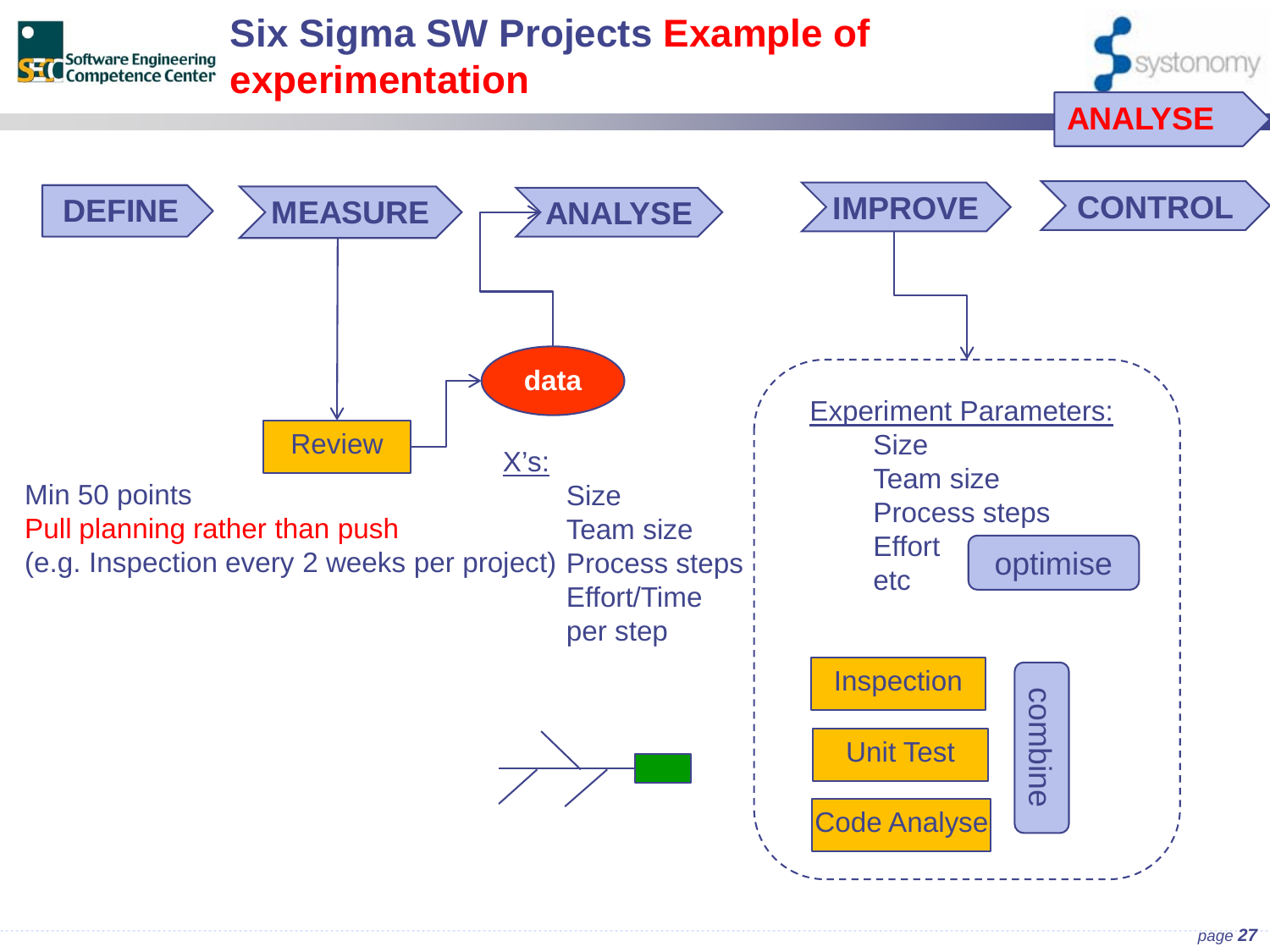# Six Sigma SW Projects Example of experimentation

ANALYSE

DEFINE → MEASURE → ANALYSE → IMPROVE → CONTROL

Review

data

Min 50 points

Pull planning rather than push

(e.g. Inspection every 2 weeks per project)

X's:

Size
Team size
Process steps
Effort/Time per step

Experiment Parameters:

Size
Team size
Process steps
Effort
etc

optimise

Inspection

Unit Test

Code Analyse

combine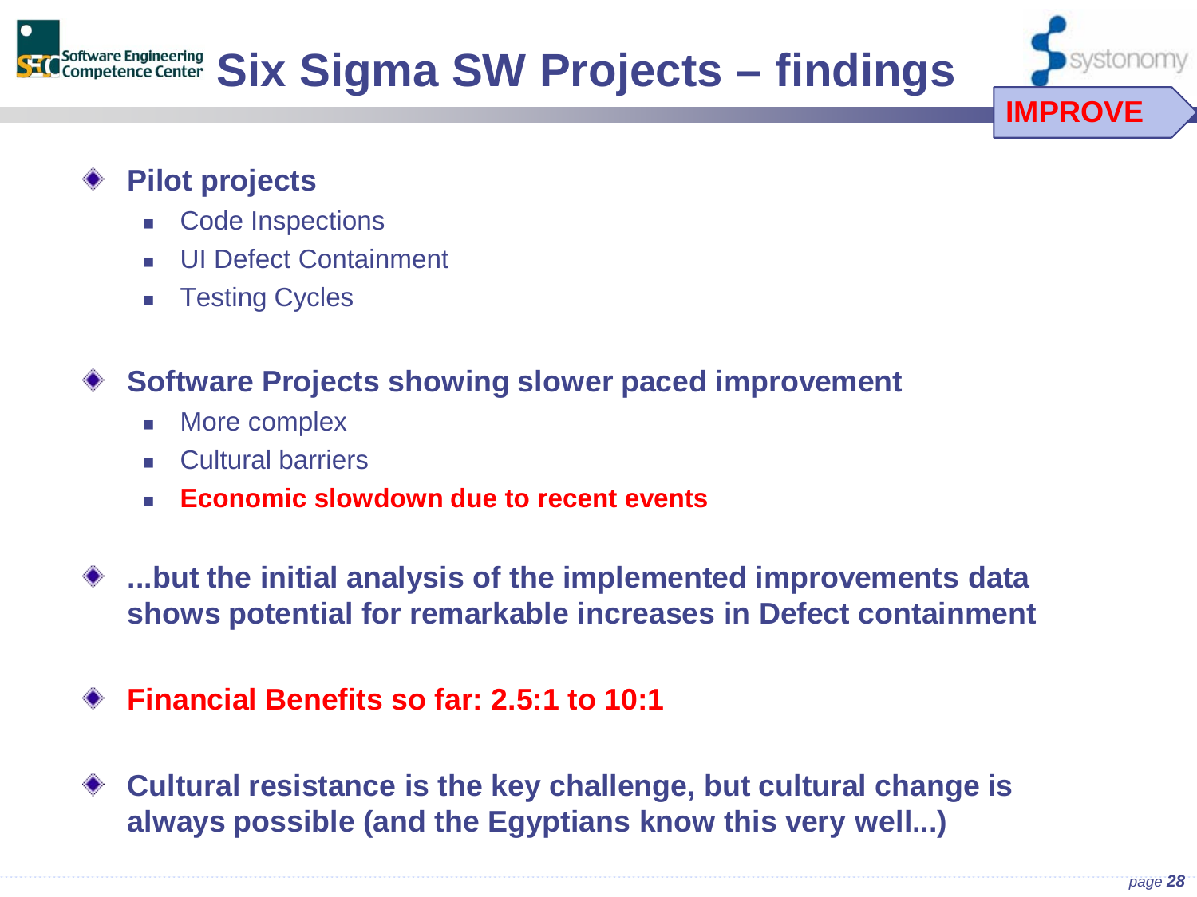# Six Sigma SW Projects – findings

IMPROVE

- **Pilot projects**
  - Code Inspections
  - UI Defect Containment
  - Testing Cycles

- **Software Projects showing slower paced improvement**
  - More complex
  - Cultural barriers
  - **Economic slowdown due to recent events**

- **...but the initial analysis of the implemented improvements data shows potential for remarkable increases in Defect containment**

- **Financial Benefits so far: 2.5:1 to 10:1**

- **Cultural resistance is the key challenge, but cultural change is always possible (and the Egyptians know this very well...)**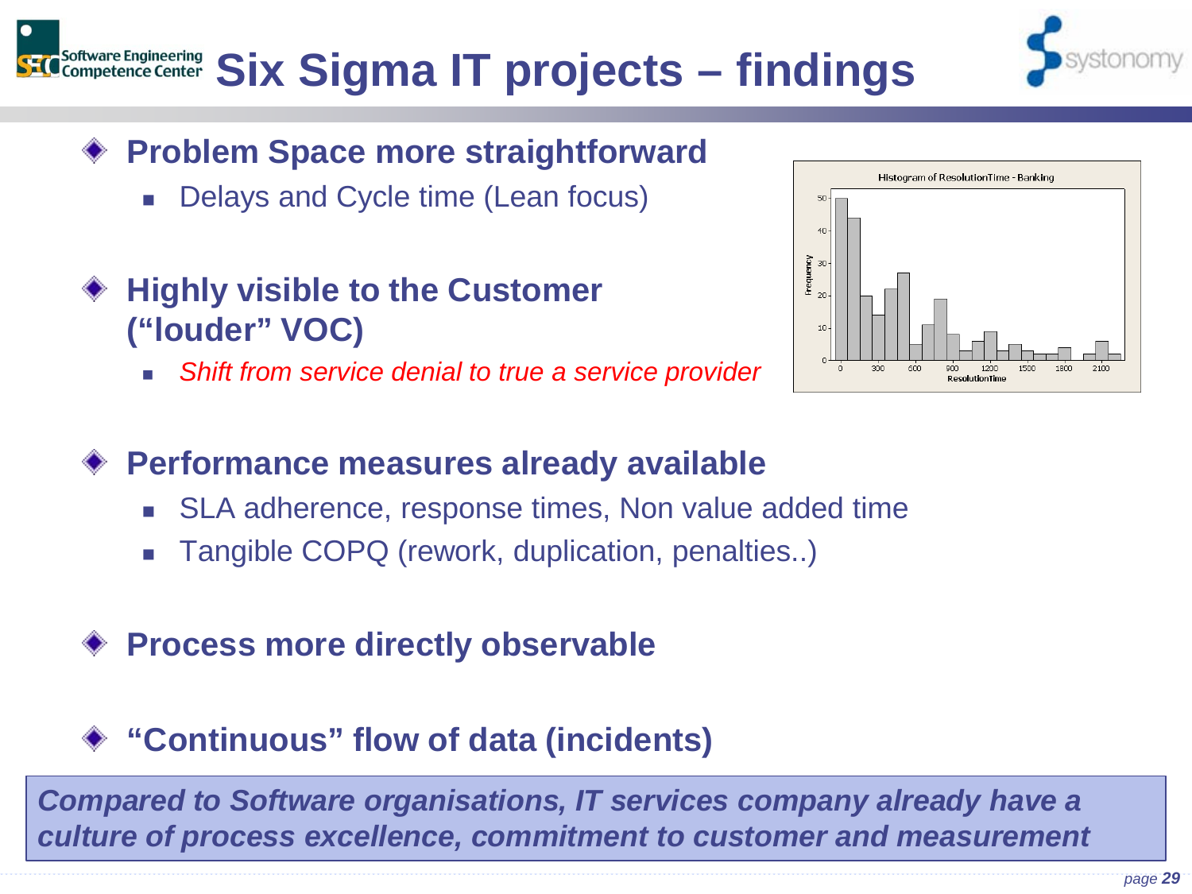# Six Sigma IT projects – findings

- **Problem Space more straightforward**
  - Delays and Cycle time (Lean focus)
- **Highly visible to the Customer ("louder" VOC)**
  - *Shift from service denial to true a service provider*
- **Performance measures already available**
  - SLA adherence, response times, Non value added time
  - Tangible COPQ (rework, duplication, penalties..)
- **Process more directly observable**
- **"Continuous" flow of data (incidents)**

***Compared to Software organisations, IT services company already have a culture of process excellence, commitment to customer and measurement***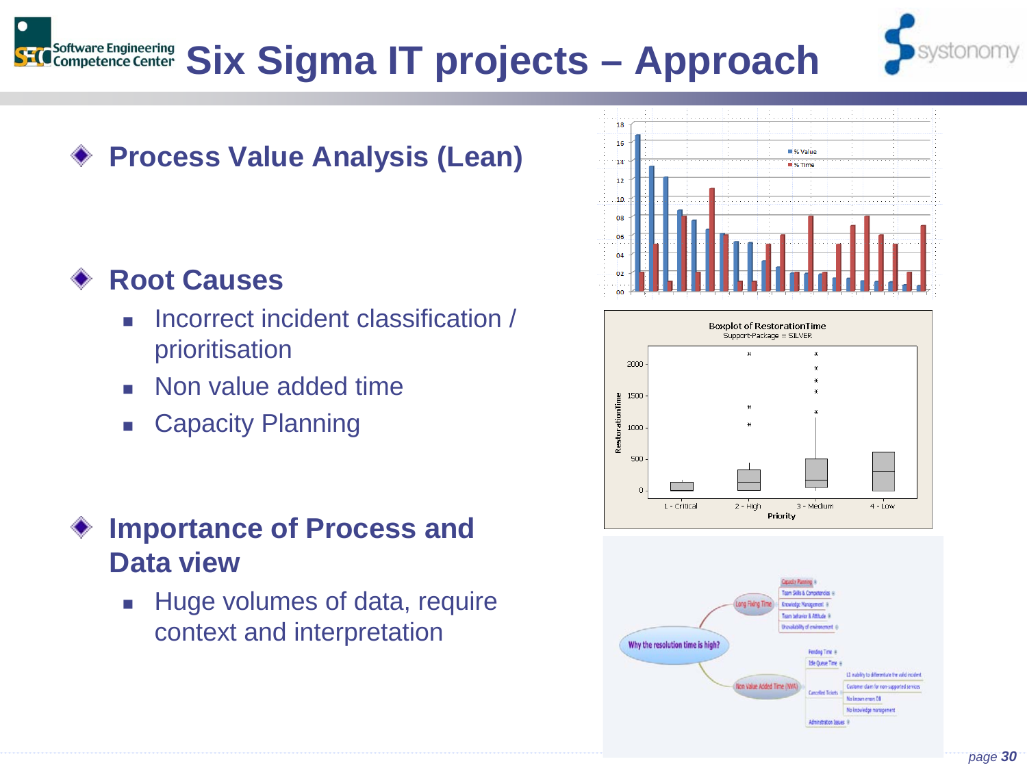# Six Sigma IT projects – Approach

- **Process Value Analysis (Lean)**

- **Root Causes**
  - Incorrect incident classification / prioritisation
  - Non value added time
  - Capacity Planning

- **Importance of Process and Data view**
  - Huge volumes of data, require context and interpretation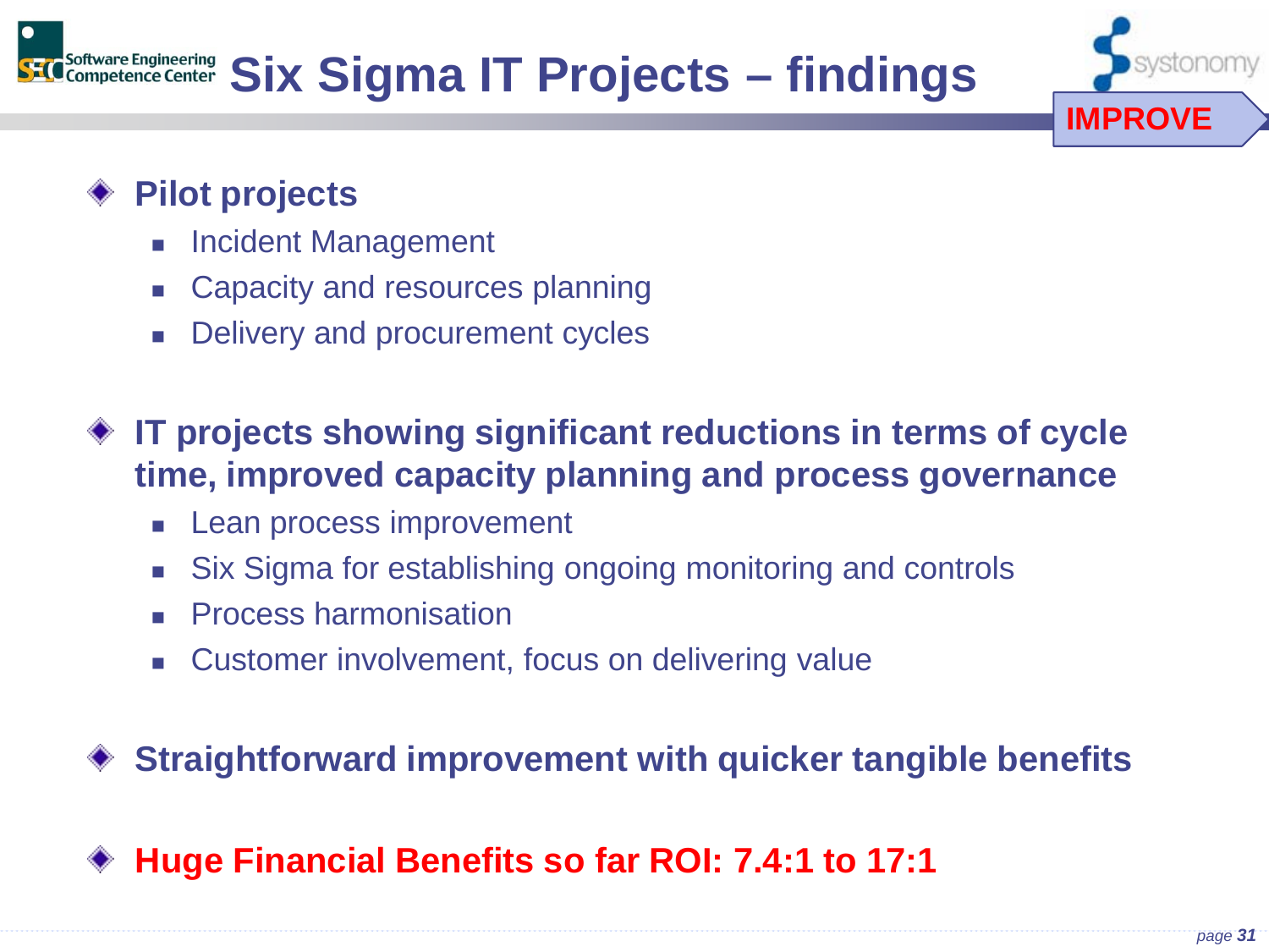# Six Sigma IT Projects – findings

**IMPROVE**

- **Pilot projects**
  - Incident Management
  - Capacity and resources planning
  - Delivery and procurement cycles

- **IT projects showing significant reductions in terms of cycle time, improved capacity planning and process governance**
  - Lean process improvement
  - Six Sigma for establishing ongoing monitoring and controls
  - Process harmonisation
  - Customer involvement, focus on delivering value

- **Straightforward improvement with quicker tangible benefits**

- **Huge Financial Benefits so far ROI: 7.4:1 to 17:1**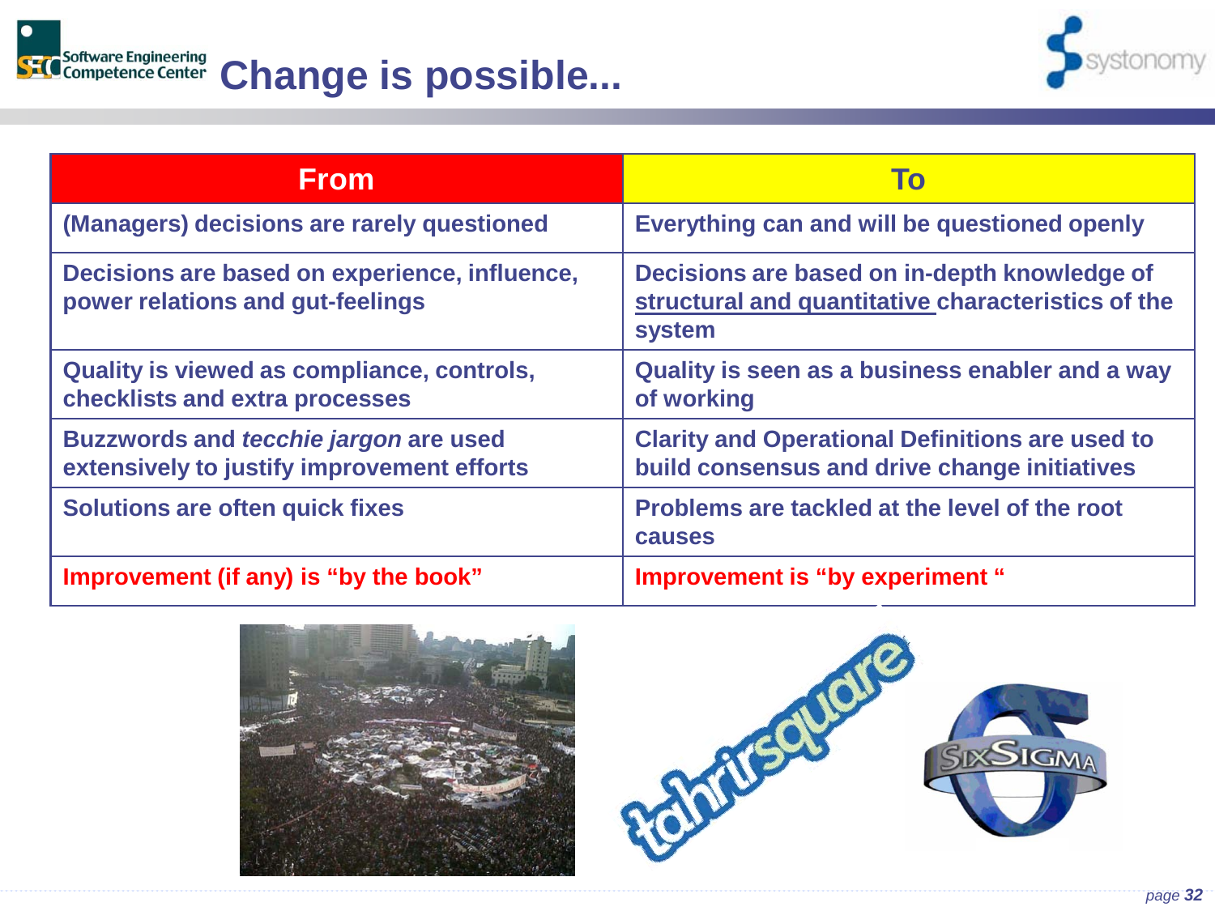# Change is possible...

| From | To |
| --- | --- |
| (Managers) decisions are rarely questioned | Everything can and will be questioned openly |
| Decisions are based on experience, influence, power relations and gut-feelings | Decisions are based on in-depth knowledge of structural and quantitative characteristics of the system |
| Quality is viewed as compliance, controls, checklists and extra processes | Quality is seen as a business enabler and a way of working |
| Buzzwords and *tecchie jargon* are used extensively to justify improvement efforts | Clarity and Operational Definitions are used to build consensus and drive change initiatives |
| Solutions are often quick fixes | Problems are tackled at the level of the root causes |
| Improvement (if any) is "by the book" | Improvement is "by experiment " |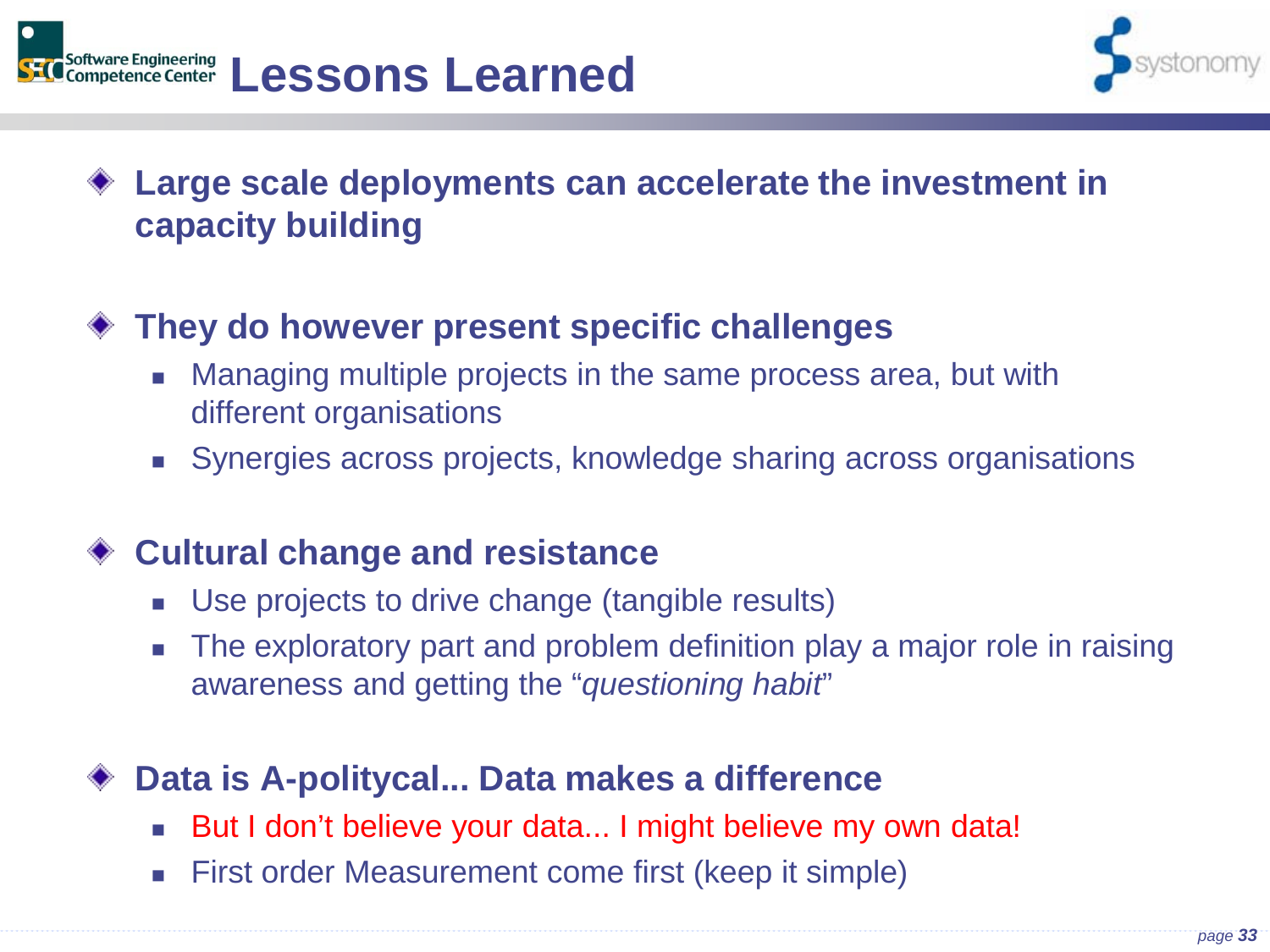# Lessons Learned

- **Large scale deployments can accelerate the investment in capacity building**

- **They do however present specific challenges**
  - Managing multiple projects in the same process area, but with different organisations
  - Synergies across projects, knowledge sharing across organisations

- **Cultural change and resistance**
  - Use projects to drive change (tangible results)
  - The exploratory part and problem definition play a major role in raising awareness and getting the "*questioning habit*"

- **Data is A-politycal... Data makes a difference**
  - But I don't believe your data... I might believe my own data!
  - First order Measurement come first (keep it simple)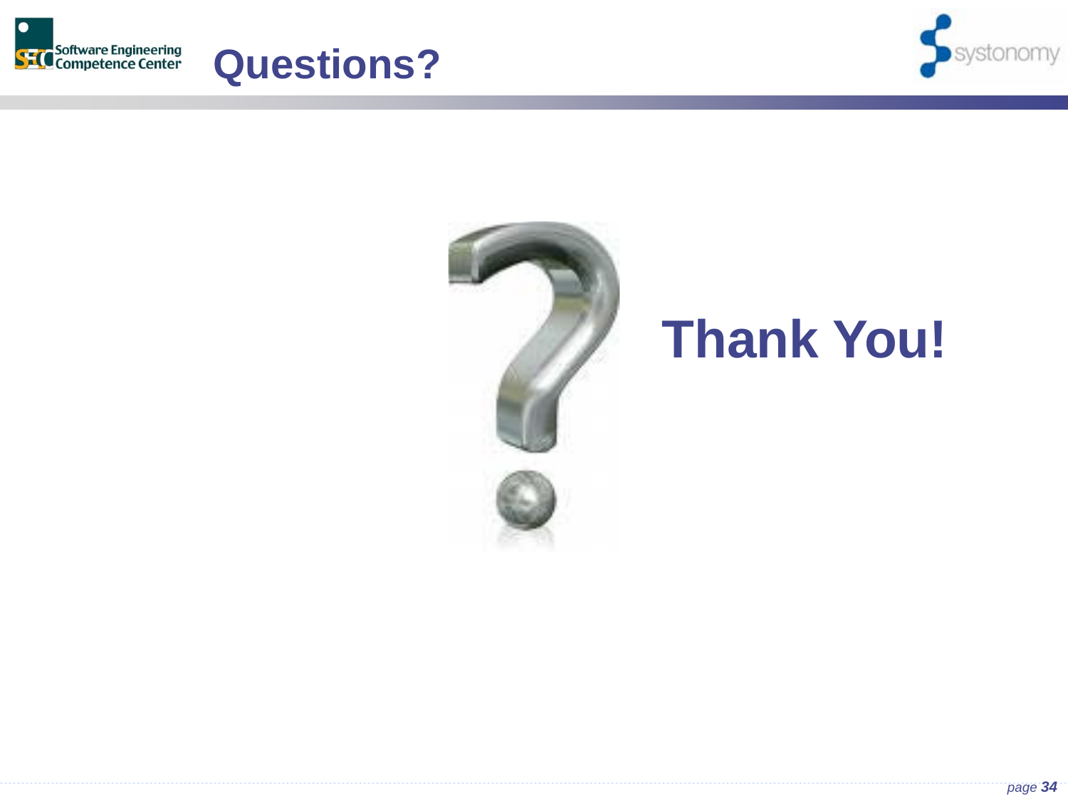# Questions?

**Thank You!**